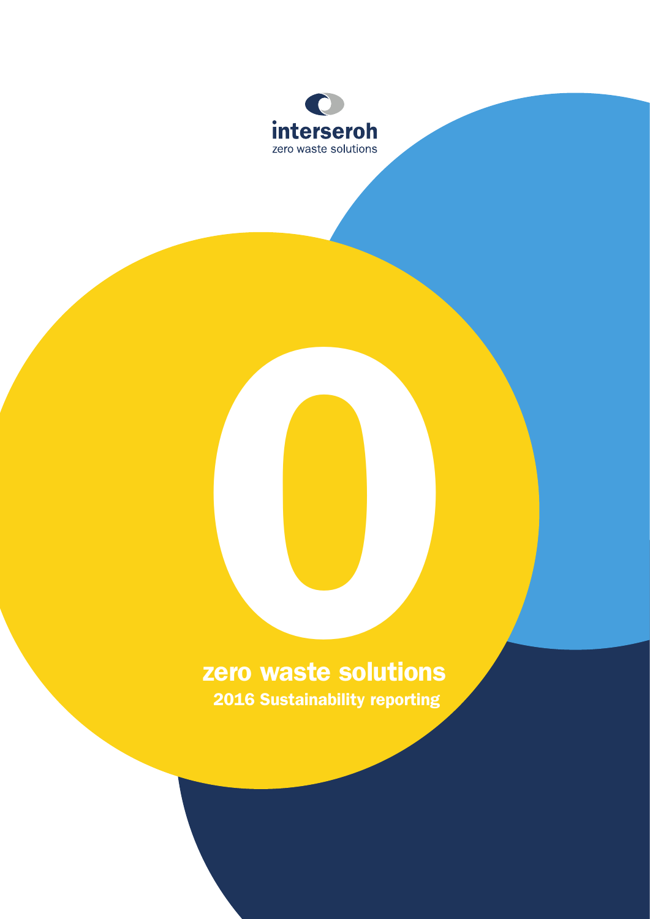interseroh

zero waste solutions

0

# zero waste solutions

## 2016 Sustainability reporting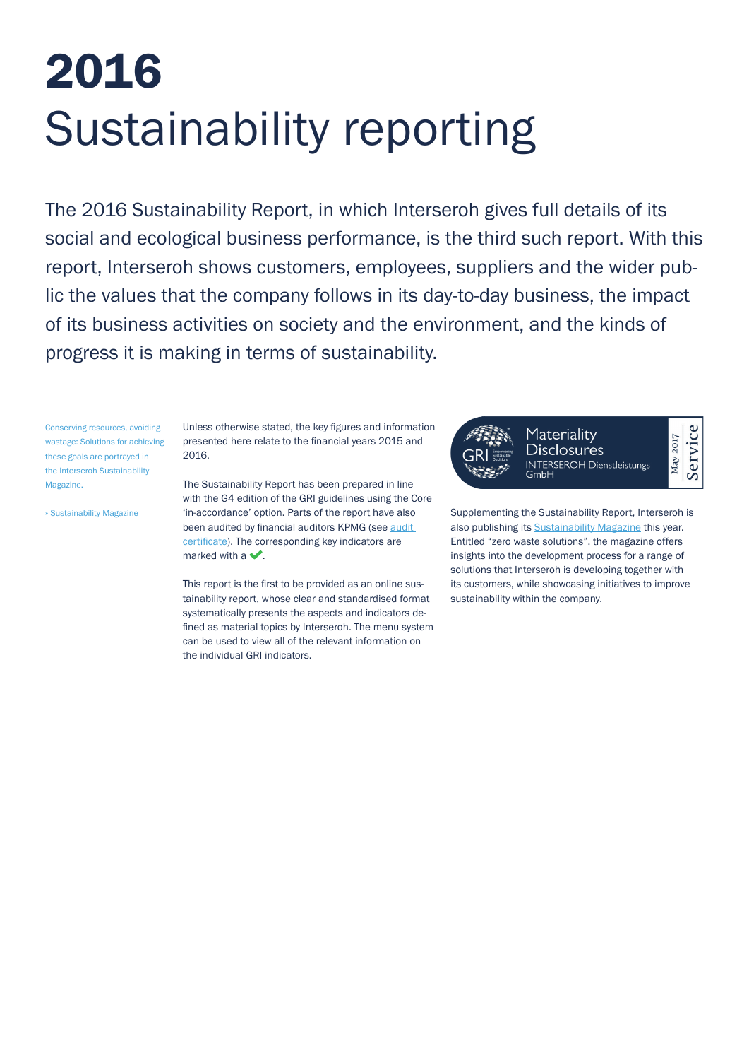# 2016
# Sustainability reporting

The 2016 Sustainability Report, in which Interseroh gives full details of its social and ecological business performance, is the third such report. With this report, Interseroh shows customers, employees, suppliers and the wider public the values that the company follows in its day-to-day business, the impact of its business activities on society and the environment, and the kinds of progress it is making in terms of sustainability.

Conserving resources, avoiding wastage: Solutions for achieving these goals are portrayed in the Interseroh Sustainability Magazine.

» Sustainability Magazine

Unless otherwise stated, the key figures and information presented here relate to the financial years 2015 and 2016.

The Sustainability Report has been prepared in line with the G4 edition of the GRI guidelines using the Core 'in-accordance' option. Parts of the report have also been audited by financial auditors KPMG (see audit certificate). The corresponding key indicators are marked with a ✔.

This report is the first to be provided as an online sustainability report, whose clear and standardised format systematically presents the aspects and indicators defined as material topics by Interseroh. The menu system can be used to view all of the relevant information on the individual GRI indicators.

GRI Empowering Sustainable Decisions
Materiality Disclosures
INTERSEROH Dienstleistungs GmbH
May 2017 Service

Supplementing the Sustainability Report, Interseroh is also publishing its Sustainability Magazine this year. Entitled "zero waste solutions", the magazine offers insights into the development process for a range of solutions that Interseroh is developing together with its customers, while showcasing initiatives to improve sustainability within the company.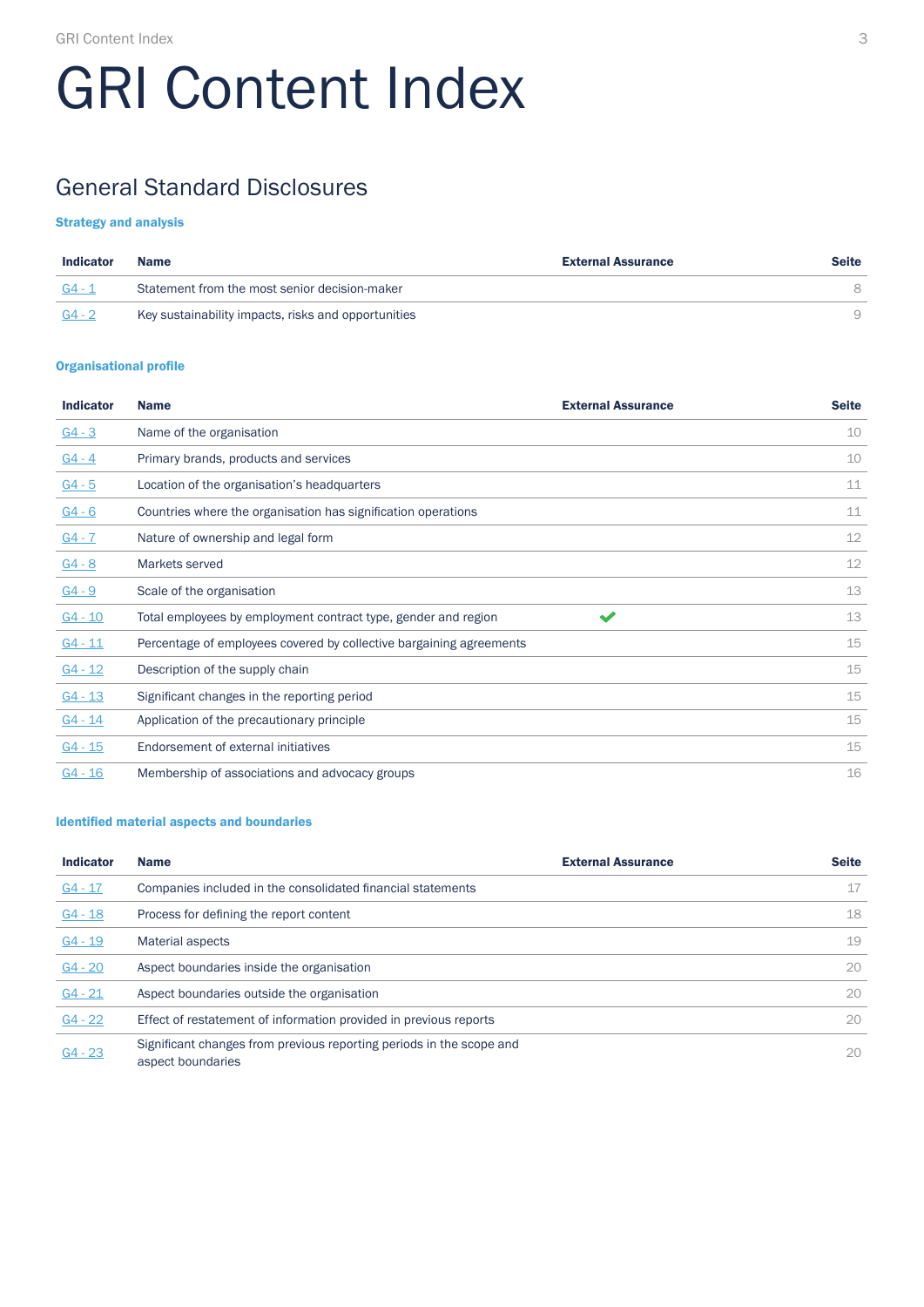# GRI Content Index

## General Standard Disclosures

### Strategy and analysis

| Indicator | Name | External Assurance | Seite |
|---|---|---|---|
| G4 - 1 | Statement from the most senior decision-maker | | 8 |
| G4 - 2 | Key sustainability impacts, risks and opportunities | | 9 |

### Organisational profile

| Indicator | Name | External Assurance | Seite |
|---|---|---|---|
| G4 - 3 | Name of the organisation | | 10 |
| G4 - 4 | Primary brands, products and services | | 10 |
| G4 - 5 | Location of the organisation's headquarters | | 11 |
| G4 - 6 | Countries where the organisation has signification operations | | 11 |
| G4 - 7 | Nature of ownership and legal form | | 12 |
| G4 - 8 | Markets served | | 12 |
| G4 - 9 | Scale of the organisation | | 13 |
| G4 - 10 | Total employees by employment contract type, gender and region | ✔ | 13 |
| G4 - 11 | Percentage of employees covered by collective bargaining agreements | | 15 |
| G4 - 12 | Description of the supply chain | | 15 |
| G4 - 13 | Significant changes in the reporting period | | 15 |
| G4 - 14 | Application of the precautionary principle | | 15 |
| G4 - 15 | Endorsement of external initiatives | | 15 |
| G4 - 16 | Membership of associations and advocacy groups | | 16 |

### Identified material aspects and boundaries

| Indicator | Name | External Assurance | Seite |
|---|---|---|---|
| G4 - 17 | Companies included in the consolidated financial statements | | 17 |
| G4 - 18 | Process for defining the report content | | 18 |
| G4 - 19 | Material aspects | | 19 |
| G4 - 20 | Aspect boundaries inside the organisation | | 20 |
| G4 - 21 | Aspect boundaries outside the organisation | | 20 |
| G4 - 22 | Effect of restatement of information provided in previous reports | | 20 |
| G4 - 23 | Significant changes from previous reporting periods in the scope and aspect boundaries | | 20 |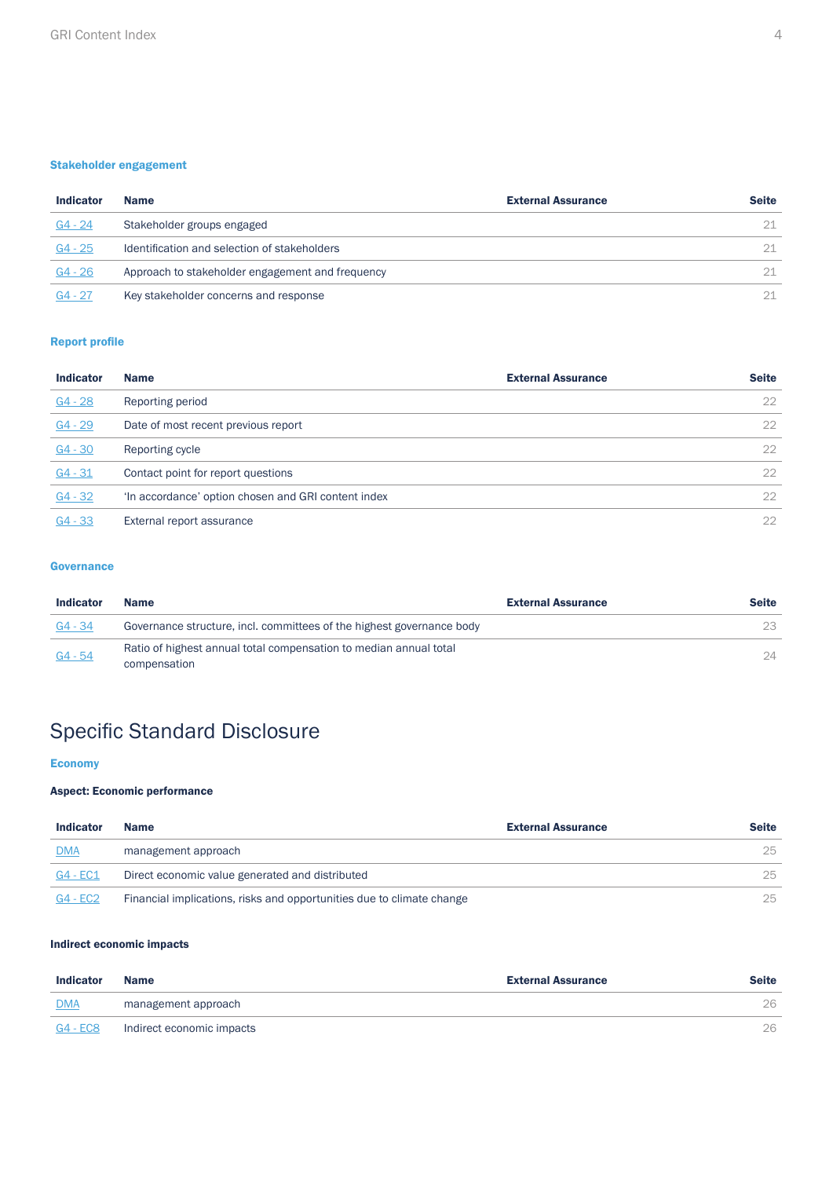### Stakeholder engagement

| Indicator | Name | External Assurance | Seite |
|---|---|---|---|
| G4 - 24 | Stakeholder groups engaged | | 21 |
| G4 - 25 | Identification and selection of stakeholders | | 21 |
| G4 - 26 | Approach to stakeholder engagement and frequency | | 21 |
| G4 - 27 | Key stakeholder concerns and response | | 21 |

### Report profile

| Indicator | Name | External Assurance | Seite |
|---|---|---|---|
| G4 - 28 | Reporting period | | 22 |
| G4 - 29 | Date of most recent previous report | | 22 |
| G4 - 30 | Reporting cycle | | 22 |
| G4 - 31 | Contact point for report questions | | 22 |
| G4 - 32 | 'In accordance' option chosen and GRI content index | | 22 |
| G4 - 33 | External report assurance | | 22 |

### Governance

| Indicator | Name | External Assurance | Seite |
|---|---|---|---|
| G4 - 34 | Governance structure, incl. committees of the highest governance body | | 23 |
| G4 - 54 | Ratio of highest annual total compensation to median annual total compensation | | 24 |

# Specific Standard Disclosure

### Economy

**Aspect: Economic performance**

| Indicator | Name | External Assurance | Seite |
|---|---|---|---|
| DMA | management approach | | 25 |
| G4 - EC1 | Direct economic value generated and distributed | | 25 |
| G4 - EC2 | Financial implications, risks and opportunities due to climate change | | 25 |

**Indirect economic impacts**

| Indicator | Name | External Assurance | Seite |
|---|---|---|---|
| DMA | management approach | | 26 |
| G4 - EC8 | Indirect economic impacts | | 26 |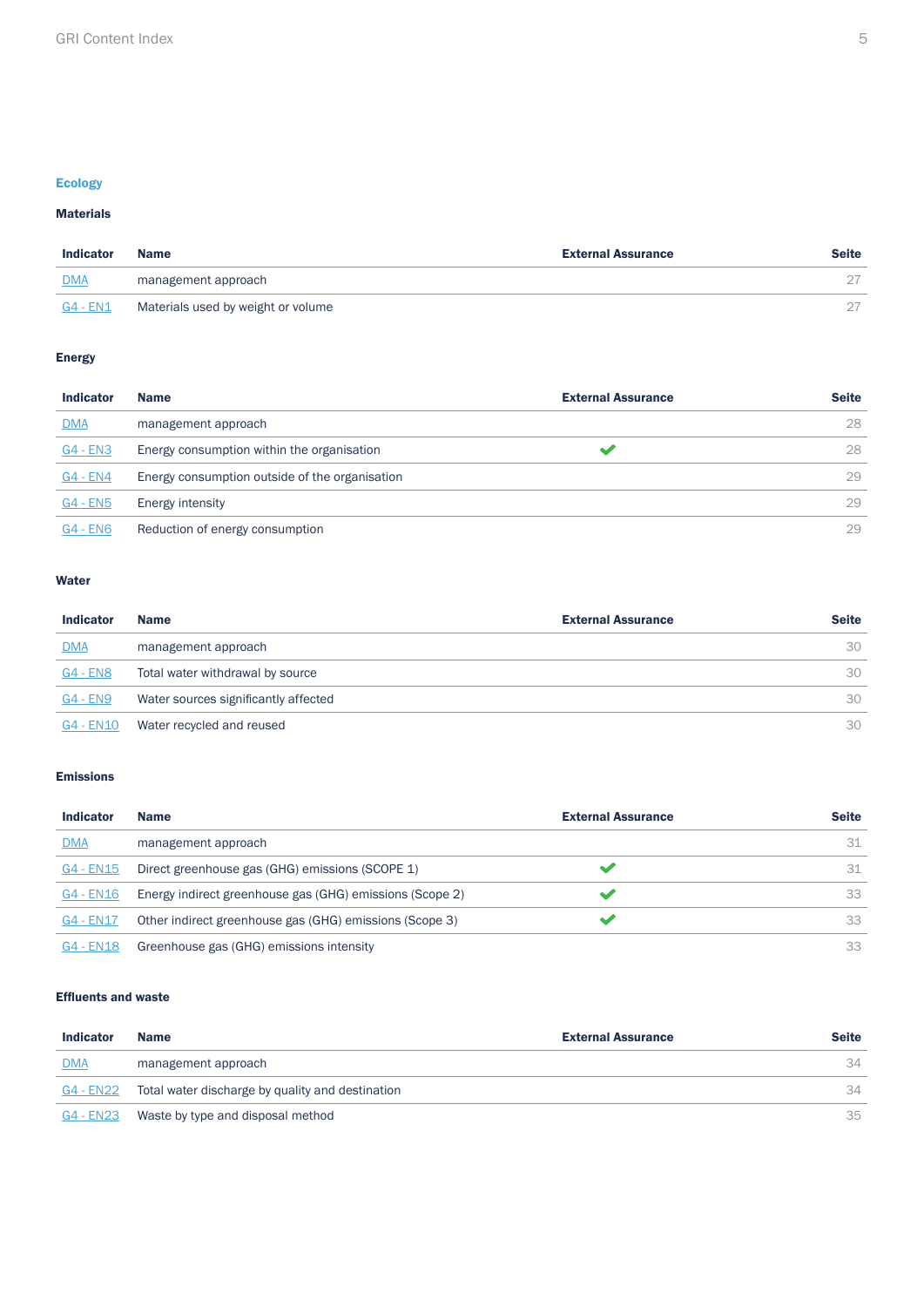## Ecology

### Materials

| Indicator | Name | External Assurance | Seite |
| --- | --- | --- | --- |
| DMA | management approach | | 27 |
| G4 - EN1 | Materials used by weight or volume | | 27 |

### Energy

| Indicator | Name | External Assurance | Seite |
| --- | --- | --- | --- |
| DMA | management approach | | 28 |
| G4 - EN3 | Energy consumption within the organisation | ✔ | 28 |
| G4 - EN4 | Energy consumption outside of the organisation | | 29 |
| G4 - EN5 | Energy intensity | | 29 |
| G4 - EN6 | Reduction of energy consumption | | 29 |

### Water

| Indicator | Name | External Assurance | Seite |
| --- | --- | --- | --- |
| DMA | management approach | | 30 |
| G4 - EN8 | Total water withdrawal by source | | 30 |
| G4 - EN9 | Water sources significantly affected | | 30 |
| G4 - EN10 | Water recycled and reused | | 30 |

### Emissions

| Indicator | Name | External Assurance | Seite |
| --- | --- | --- | --- |
| DMA | management approach | | 31 |
| G4 - EN15 | Direct greenhouse gas (GHG) emissions (SCOPE 1) | ✔ | 31 |
| G4 - EN16 | Energy indirect greenhouse gas (GHG) emissions (Scope 2) | ✔ | 33 |
| G4 - EN17 | Other indirect greenhouse gas (GHG) emissions (Scope 3) | ✔ | 33 |
| G4 - EN18 | Greenhouse gas (GHG) emissions intensity | | 33 |

### Effluents and waste

| Indicator | Name | External Assurance | Seite |
| --- | --- | --- | --- |
| DMA | management approach | | 34 |
| G4 - EN22 | Total water discharge by quality and destination | | 34 |
| G4 - EN23 | Waste by type and disposal method | | 35 |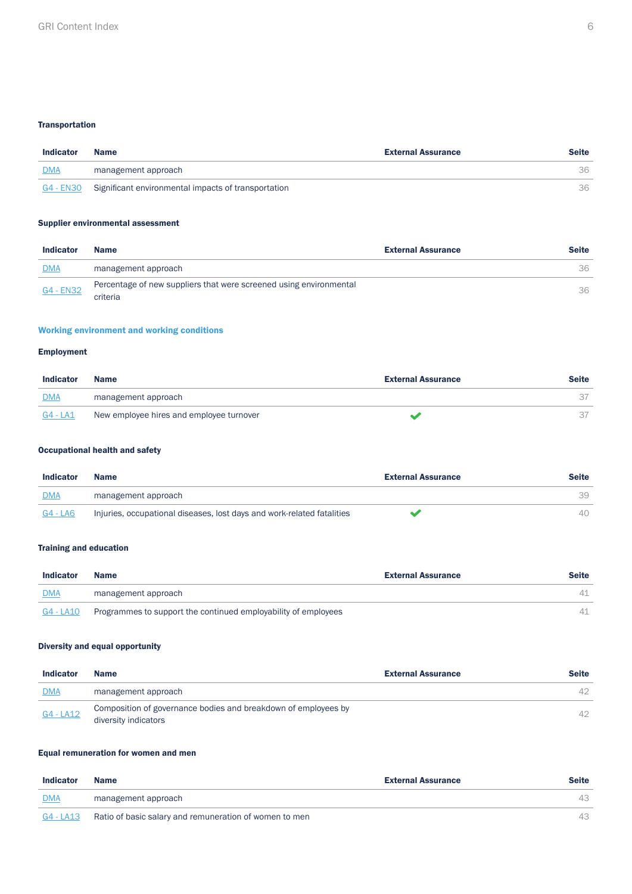### Transportation

| Indicator | Name | External Assurance | Seite |
|---|---|---|---|
| DMA | management approach | | 36 |
| G4 - EN30 | Significant environmental impacts of transportation | | 36 |

### Supplier environmental assessment

| Indicator | Name | External Assurance | Seite |
|---|---|---|---|
| DMA | management approach | | 36 |
| G4 - EN32 | Percentage of new suppliers that were screened using environmental criteria | | 36 |

## Working environment and working conditions

### Employment

| Indicator | Name | External Assurance | Seite |
|---|---|---|---|
| DMA | management approach | | 37 |
| G4 - LA1 | New employee hires and employee turnover | ✔ | 37 |

### Occupational health and safety

| Indicator | Name | External Assurance | Seite |
|---|---|---|---|
| DMA | management approach | | 39 |
| G4 - LA6 | Injuries, occupational diseases, lost days and work-related fatalities | ✔ | 40 |

### Training and education

| Indicator | Name | External Assurance | Seite |
|---|---|---|---|
| DMA | management approach | | 41 |
| G4 - LA10 | Programmes to support the continued employability of employees | | 41 |

### Diversity and equal opportunity

| Indicator | Name | External Assurance | Seite |
|---|---|---|---|
| DMA | management approach | | 42 |
| G4 - LA12 | Composition of governance bodies and breakdown of employees by diversity indicators | | 42 |

### Equal remuneration for women and men

| Indicator | Name | External Assurance | Seite |
|---|---|---|---|
| DMA | management approach | | 43 |
| G4 - LA13 | Ratio of basic salary and remuneration of women to men | | 43 |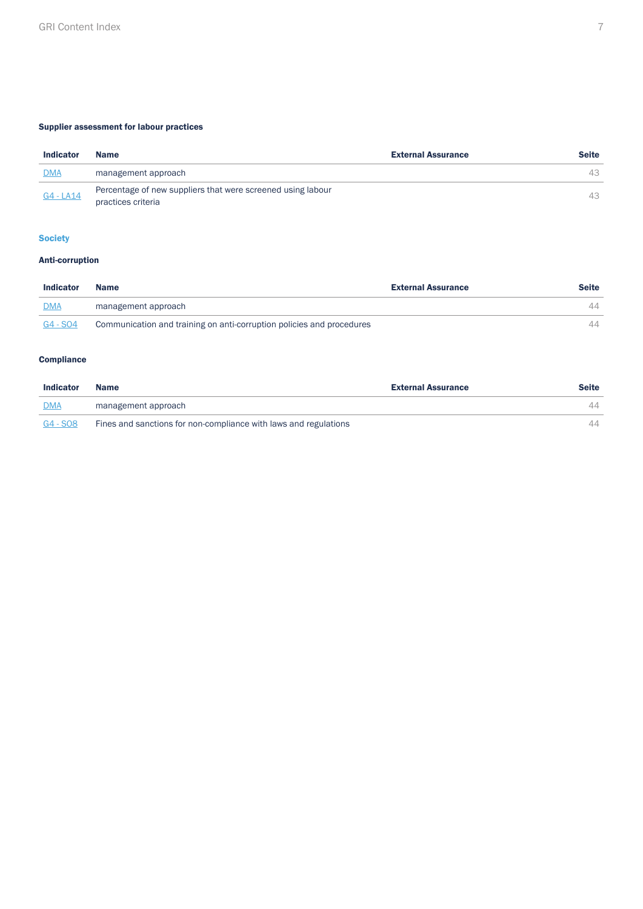### Supplier assessment for labour practices

| Indicator | Name | External Assurance | Seite |
|---|---|---|---|
| DMA | management approach | | 43 |
| G4 - LA14 | Percentage of new suppliers that were screened using labour practices criteria | | 43 |

## Society

### Anti-corruption

| Indicator | Name | External Assurance | Seite |
|---|---|---|---|
| DMA | management approach | | 44 |
| G4 - SO4 | Communication and training on anti-corruption policies and procedures | | 44 |

### Compliance

| Indicator | Name | External Assurance | Seite |
|---|---|---|---|
| DMA | management approach | | 44 |
| G4 - SO8 | Fines and sanctions for non-compliance with laws and regulations | | 44 |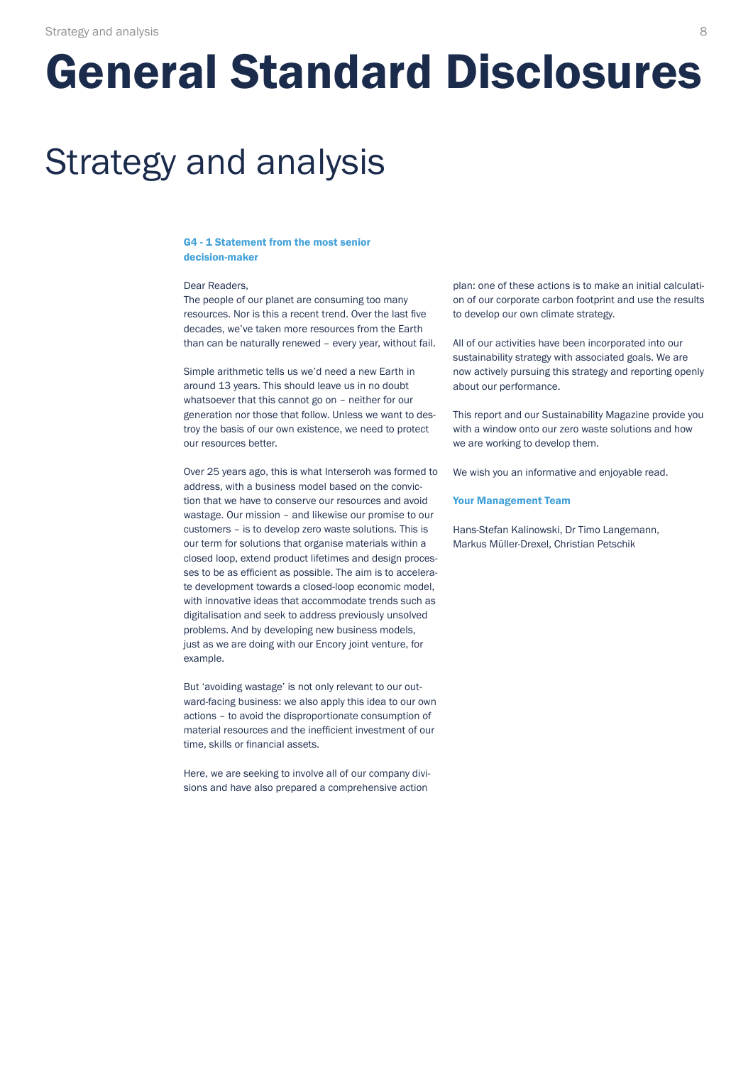# General Standard Disclosures

## Strategy and analysis

### G4 - 1 Statement from the most senior decision-maker

Dear Readers,
The people of our planet are consuming too many resources. Nor is this a recent trend. Over the last five decades, we've taken more resources from the Earth than can be naturally renewed – every year, without fail.

Simple arithmetic tells us we'd need a new Earth in around 13 years. This should leave us in no doubt whatsoever that this cannot go on – neither for our generation nor those that follow. Unless we want to destroy the basis of our own existence, we need to protect our resources better.

Over 25 years ago, this is what Interseroh was formed to address, with a business model based on the conviction that we have to conserve our resources and avoid wastage. Our mission – and likewise our promise to our customers – is to develop zero waste solutions. This is our term for solutions that organise materials within a closed loop, extend product lifetimes and design processes to be as efficient as possible. The aim is to accelerate development towards a closed-loop economic model, with innovative ideas that accommodate trends such as digitalisation and seek to address previously unsolved problems. And by developing new business models, just as we are doing with our Encory joint venture, for example.

But 'avoiding wastage' is not only relevant to our outward-facing business: we also apply this idea to our own actions – to avoid the disproportionate consumption of material resources and the inefficient investment of our time, skills or financial assets.

Here, we are seeking to involve all of our company divisions and have also prepared a comprehensive action plan: one of these actions is to make an initial calculation of our corporate carbon footprint and use the results to develop our own climate strategy.

All of our activities have been incorporated into our sustainability strategy with associated goals. We are now actively pursuing this strategy and reporting openly about our performance.

This report and our Sustainability Magazine provide you with a window onto our zero waste solutions and how we are working to develop them.

We wish you an informative and enjoyable read.

**Your Management Team**

Hans-Stefan Kalinowski, Dr Timo Langemann, Markus Müller-Drexel, Christian Petschik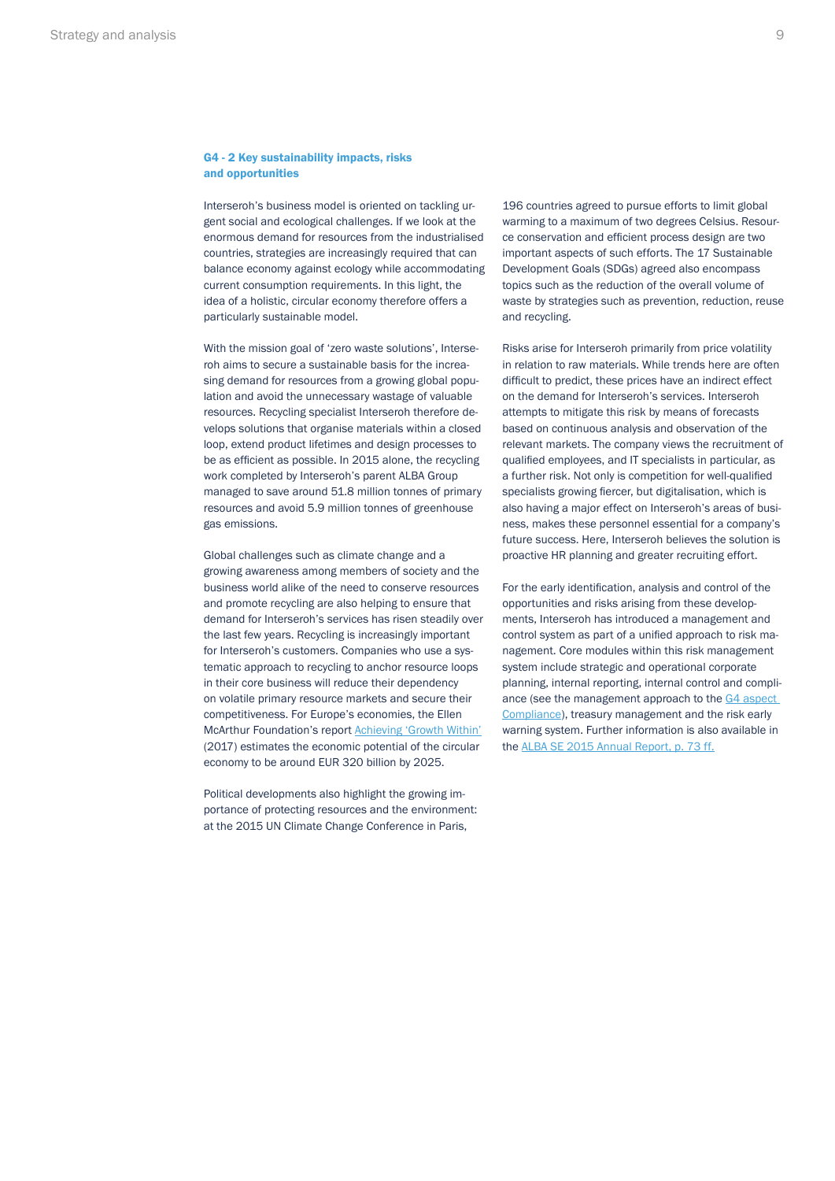## G4 - 2 Key sustainability impacts, risks and opportunities

Interseroh's business model is oriented on tackling urgent social and ecological challenges. If we look at the enormous demand for resources from the industrialised countries, strategies are increasingly required that can balance economy against ecology while accommodating current consumption requirements. In this light, the idea of a holistic, circular economy therefore offers a particularly sustainable model.

With the mission goal of 'zero waste solutions', Interseroh aims to secure a sustainable basis for the increasing demand for resources from a growing global population and avoid the unnecessary wastage of valuable resources. Recycling specialist Interseroh therefore develops solutions that organise materials within a closed loop, extend product lifetimes and design processes to be as efficient as possible. In 2015 alone, the recycling work completed by Interseroh's parent ALBA Group managed to save around 51.8 million tonnes of primary resources and avoid 5.9 million tonnes of greenhouse gas emissions.

Global challenges such as climate change and a growing awareness among members of society and the business world alike of the need to conserve resources and promote recycling are also helping to ensure that demand for Interseroh's services has risen steadily over the last few years. Recycling is increasingly important for Interseroh's customers. Companies who use a systematic approach to recycling to anchor resource loops in their core business will reduce their dependency on volatile primary resource markets and secure their competitiveness. For Europe's economies, the Ellen McArthur Foundation's report [Achieving 'Growth Within'] (2017) estimates the economic potential of the circular economy to be around EUR 320 billion by 2025.

Political developments also highlight the growing importance of protecting resources and the environment: at the 2015 UN Climate Change Conference in Paris, 196 countries agreed to pursue efforts to limit global warming to a maximum of two degrees Celsius. Resource conservation and efficient process design are two important aspects of such efforts. The 17 Sustainable Development Goals (SDGs) agreed also encompass topics such as the reduction of the overall volume of waste by strategies such as prevention, reduction, reuse and recycling.

Risks arise for Interseroh primarily from price volatility in relation to raw materials. While trends here are often difficult to predict, these prices have an indirect effect on the demand for Interseroh's services. Interseroh attempts to mitigate this risk by means of forecasts based on continuous analysis and observation of the relevant markets. The company views the recruitment of qualified employees, and IT specialists in particular, as a further risk. Not only is competition for well-qualified specialists growing fiercer, but digitalisation, which is also having a major effect on Interseroh's areas of business, makes these personnel essential for a company's future success. Here, Interseroh believes the solution is proactive HR planning and greater recruiting effort.

For the early identification, analysis and control of the opportunities and risks arising from these developments, Interseroh has introduced a management and control system as part of a unified approach to risk management. Core modules within this risk management system include strategic and operational corporate planning, internal reporting, internal control and compliance (see the management approach to the [G4 aspect Compliance]), treasury management and the risk early warning system. Further information is also available in the [ALBA SE 2015 Annual Report, p. 73 ff.]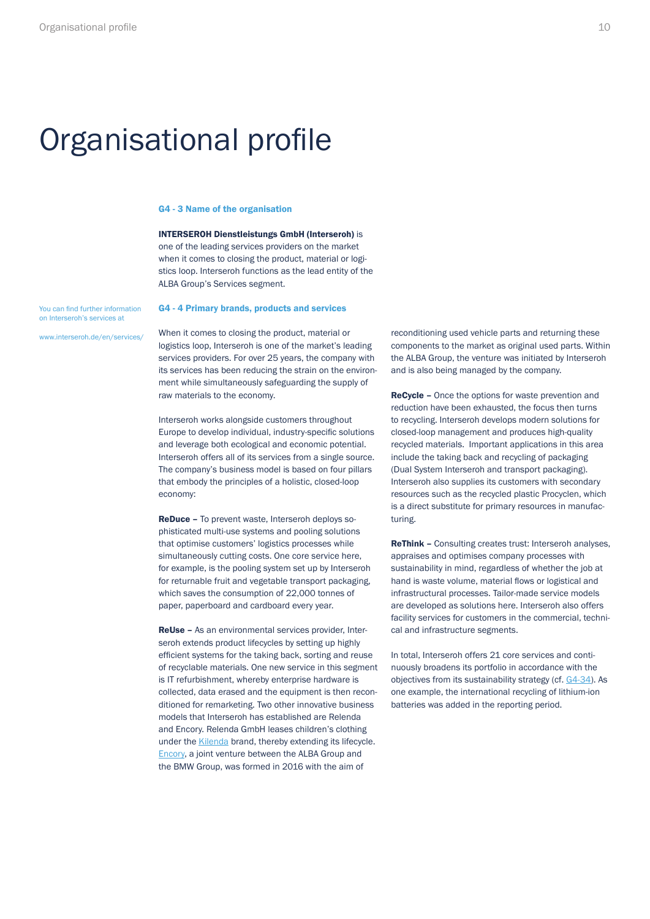# Organisational profile

### G4 - 3 Name of the organisation

**INTERSEROH Dienstleistungs GmbH (Interseroh)** is one of the leading services providers on the market when it comes to closing the product, material or logistics loop. Interseroh functions as the lead entity of the ALBA Group's Services segment.

### G4 - 4 Primary brands, products and services

You can find further information on Interseroh's services at

www.interseroh.de/en/services/

When it comes to closing the product, material or logistics loop, Interseroh is one of the market's leading services providers. For over 25 years, the company with its services has been reducing the strain on the environment while simultaneously safeguarding the supply of raw materials to the economy.

Interseroh works alongside customers throughout Europe to develop individual, industry-specific solutions and leverage both ecological and economic potential. Interseroh offers all of its services from a single source. The company's business model is based on four pillars that embody the principles of a holistic, closed-loop economy:

**ReDuce –** To prevent waste, Interseroh deploys sophisticated multi-use systems and pooling solutions that optimise customers' logistics processes while simultaneously cutting costs. One core service here, for example, is the pooling system set up by Interseroh for returnable fruit and vegetable transport packaging, which saves the consumption of 22,000 tonnes of paper, paperboard and cardboard every year.

**ReUse –** As an environmental services provider, Interseroh extends product lifecycles by setting up highly efficient systems for the taking back, sorting and reuse of recyclable materials. One new service in this segment is IT refurbishment, whereby enterprise hardware is collected, data erased and the equipment is then reconditioned for remarketing. Two other innovative business models that Interseroh has established are Relenda and Encory. Relenda GmbH leases children's clothing under the Kilenda brand, thereby extending its lifecycle. Encory, a joint venture between the ALBA Group and the BMW Group, was formed in 2016 with the aim of reconditioning used vehicle parts and returning these components to the market as original used parts. Within the ALBA Group, the venture was initiated by Interseroh and is also being managed by the company.

**ReCycle –** Once the options for waste prevention and reduction have been exhausted, the focus then turns to recycling. Interseroh develops modern solutions for closed-loop management and produces high-quality recycled materials. Important applications in this area include the taking back and recycling of packaging (Dual System Interseroh and transport packaging). Interseroh also supplies its customers with secondary resources such as the recycled plastic Procyclen, which is a direct substitute for primary resources in manufacturing.

**ReThink –** Consulting creates trust: Interseroh analyses, appraises and optimises company processes with sustainability in mind, regardless of whether the job at hand is waste volume, material flows or logistical and infrastructural processes. Tailor-made service models are developed as solutions here. Interseroh also offers facility services for customers in the commercial, technical and infrastructure segments.

In total, Interseroh offers 21 core services and continuously broadens its portfolio in accordance with the objectives from its sustainability strategy (cf. G4-34). As one example, the international recycling of lithium-ion batteries was added in the reporting period.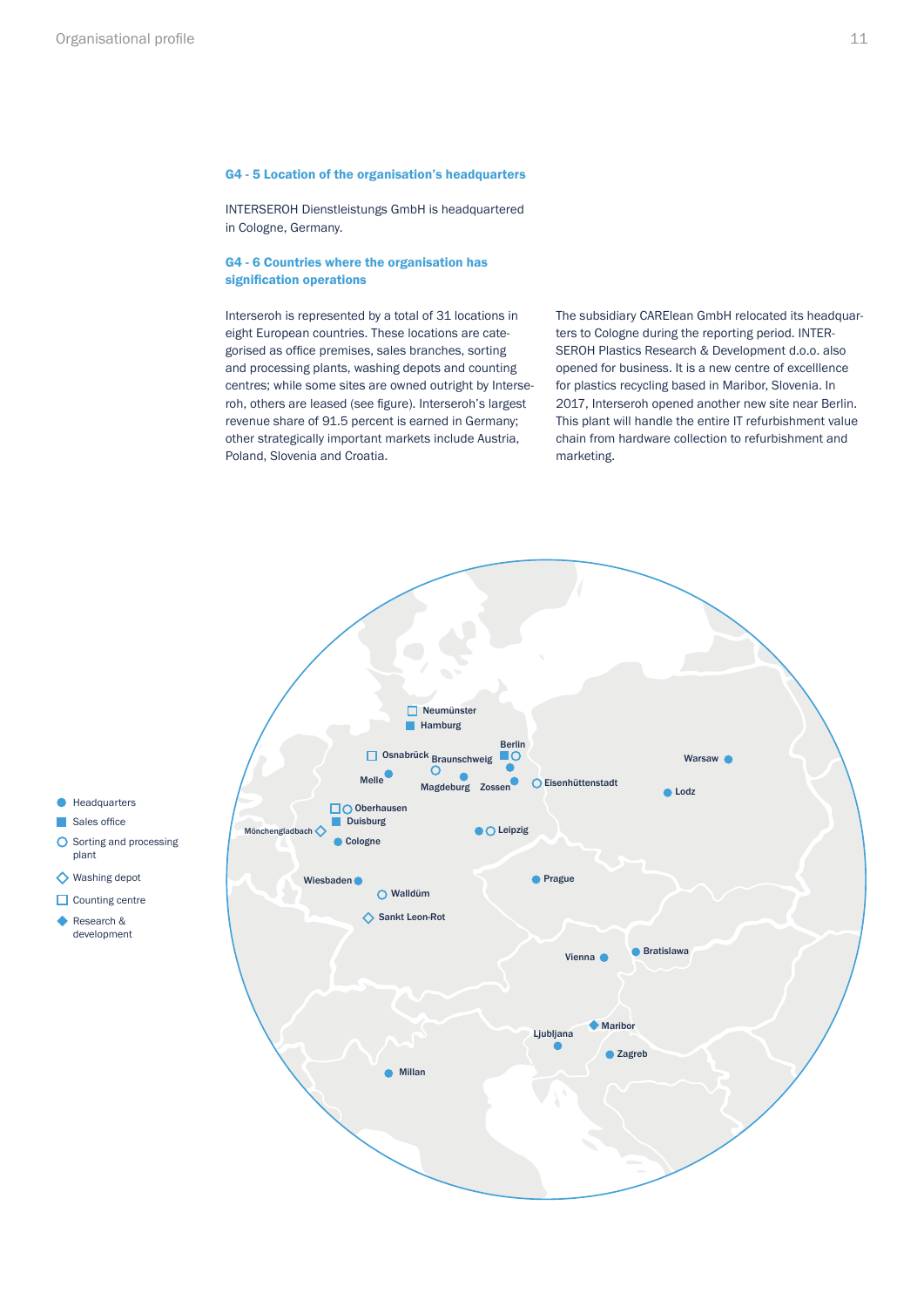### G4 - 5 Location of the organisation's headquarters

INTERSEROH Dienstleistungs GmbH is headquartered in Cologne, Germany.

### G4 - 6 Countries where the organisation has signification operations

Interseroh is represented by a total of 31 locations in eight European countries. These locations are categorised as office premises, sales branches, sorting and processing plants, washing depots and counting centres; while some sites are owned outright by Interseroh, others are leased (see figure). Interseroh's largest revenue share of 91.5 percent is earned in Germany; other strategically important markets include Austria, Poland, Slovenia and Croatia.

The subsidiary CARElean GmbH relocated its headquarters to Cologne during the reporting period. INTERSEROH Plastics Research & Development d.o.o. also opened for business. It is a new centre of excelllence for plastics recycling based in Maribor, Slovenia. In 2017, Interseroh opened another new site near Berlin. This plant will handle the entire IT refurbishment value chain from hardware collection to refurbishment and marketing.

- ● Headquarters
- ■ Sales office
- ○ Sorting and processing plant
- ◇ Washing depot
- □ Counting centre
- ◆ Research & development

Neumünster, Hamburg, Osnabrück, Braunschweig, Berlin, Melle, Magdeburg, Zossen, Eisenhüttenstadt, Warsaw, Lodz, Oberhausen, Duisburg, Mönchengladbach, Cologne, Leipzig, Wiesbaden, Walldürn, Sankt Leon-Rot, Prague, Vienna, Bratislawa, Maribor, Ljubljana, Zagreb, Millan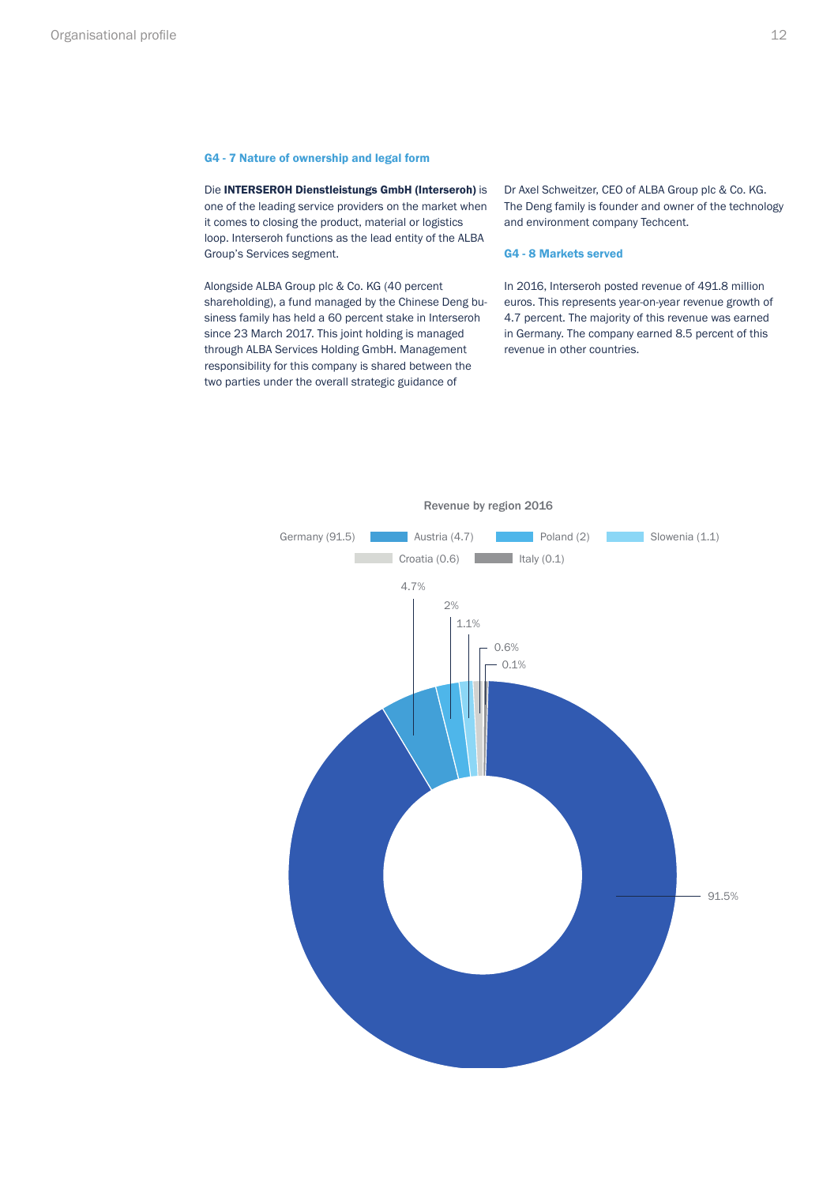### G4 - 7 Nature of ownership and legal form

Die **INTERSEROH Dienstleistungs GmbH (Interseroh)** is one of the leading service providers on the market when it comes to closing the product, material or logistics loop. Interseroh functions as the lead entity of the ALBA Group's Services segment.

Alongside ALBA Group plc & Co. KG (40 percent shareholding), a fund managed by the Chinese Deng business family has held a 60 percent stake in Interseroh since 23 March 2017. This joint holding is managed through ALBA Services Holding GmbH. Management responsibility for this company is shared between the two parties under the overall strategic guidance of Dr Axel Schweitzer, CEO of ALBA Group plc & Co. KG. The Deng family is founder and owner of the technology and environment company Techcent.

### G4 - 8 Markets served

In 2016, Interseroh posted revenue of 491.8 million euros. This represents year-on-year revenue growth of 4.7 percent. The majority of this revenue was earned in Germany. The company earned 8.5 percent of this revenue in other countries.

Revenue by region 2016

| Region | Share |
|---|---|
| Germany | 91.5% |
| Austria | 4.7% |
| Poland | 2% |
| Slowenia | 1.1% |
| Croatia | 0.6% |
| Italy | 0.1% |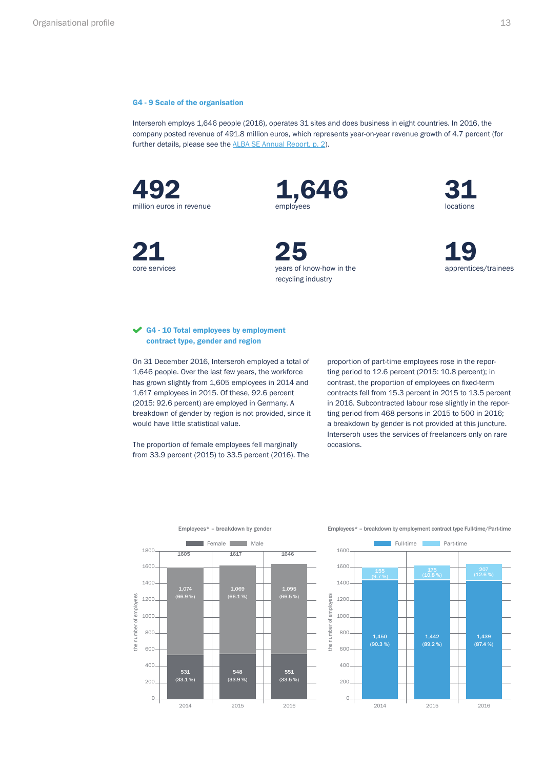### G4 - 9 Scale of the organisation

Interseroh employs 1,646 people (2016), operates 31 sites and does business in eight countries. In 2016, the company posted revenue of 491.8 million euros, which represents year-on-year revenue growth of 4.7 percent (for further details, please see the ALBA SE Annual Report, p. 2).

**492**
million euros in revenue

**1,646**
employees

**31**
locations

**21**
core services

**25**
years of know-how in the recycling industry

**19**
apprentices/trainees

### ✔ G4 - 10 Total employees by employment contract type, gender and region

On 31 December 2016, Interseroh employed a total of 1,646 people. Over the last few years, the workforce has grown slightly from 1,605 employees in 2014 and 1,617 employees in 2015. Of these, 92.6 percent (2015: 92.6 percent) are employed in Germany. A breakdown of gender by region is not provided, since it would have little statistical value.

The proportion of female employees fell marginally from 33.9 percent (2015) to 33.5 percent (2016). The proportion of part-time employees rose in the reporting period to 12.6 percent (2015: 10.8 percent); in contrast, the proportion of employees on fixed-term contracts fell from 15.3 percent in 2015 to 13.5 percent in 2016. Subcontracted labour rose slightly in the reporting period from 468 persons in 2015 to 500 in 2016; a breakdown by gender is not provided at this juncture. Interseroh uses the services of freelancers only on rare occasions.

**Employees* – breakdown by gender**

| | 2014 | 2015 | 2016 |
|---|---|---|---|
| Male | 1,074 (66.9 %) | 1,069 (66.1 %) | 1,095 (66.5 %) |
| Female | 531 (33.1 %) | 548 (33.9 %) | 551 (33.5 %) |
| Total | 1605 | 1617 | 1646 |

**Employees* – breakdown by employment contract type Full-time/Part-time**

| | 2014 | 2015 | 2016 |
|---|---|---|---|
| Full-time | 1,450 (90.3 %) | 1,442 (89.2 %) | 1,439 (87.4 %) |
| Part-time | 155 (9.7 %) | 175 (10.8 %) | 207 (12.6 %) |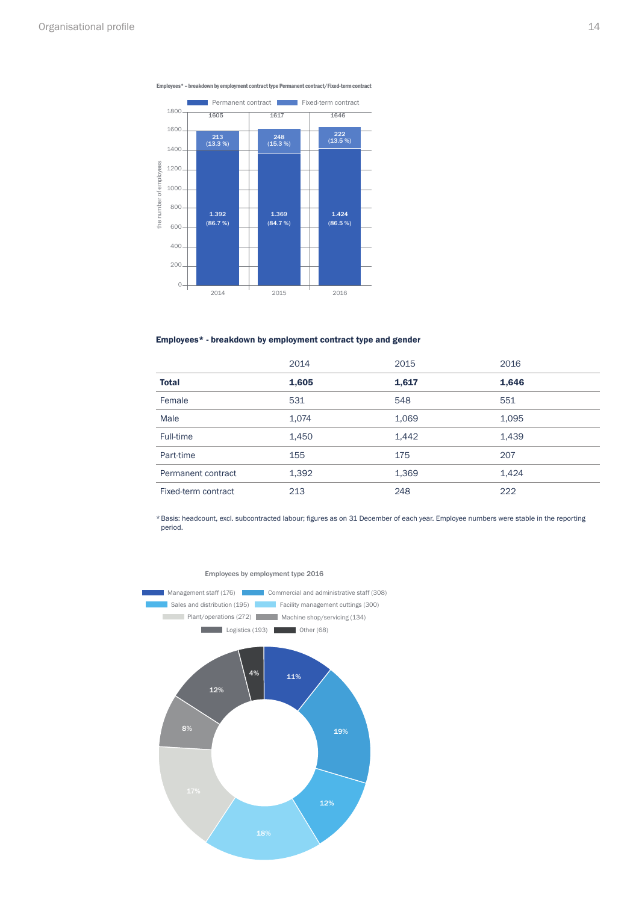Employees* – breakdown by employment contract type Permanent contract/Fixed-term contract

| | 2014 | 2015 | 2016 |
|---|---|---|---|
| Total | 1605 | 1617 | 1646 |
| Permanent contract | 1.392 (86.7 %) | 1.369 (84.7 %) | 1.424 (86.5 %) |
| Fixed-term contract | 213 (13.3 %) | 248 (15.3 %) | 222 (13.5 %) |

**Employees* - breakdown by employment contract type and gender**

| | 2014 | 2015 | 2016 |
|---|---|---|---|
| **Total** | **1,605** | **1,617** | **1,646** |
| Female | 531 | 548 | 551 |
| Male | 1,074 | 1,069 | 1,095 |
| Full-time | 1,450 | 1,442 | 1,439 |
| Part-time | 155 | 175 | 207 |
| Permanent contract | 1,392 | 1,369 | 1,424 |
| Fixed-term contract | 213 | 248 | 222 |

*Basis: headcount, excl. subcontracted labour; figures as on 31 December of each year. Employee numbers were stable in the reporting period.

Employees by employment type 2016

| Employment type | Number | Share |
|---|---|---|
| Management staff | 176 | 11% |
| Commercial and administrative staff | 308 | 19% |
| Sales and distribution | 195 | 12% |
| Facility management cuttings | 300 | 18% |
| Plant/operations | 272 | 17% |
| Machine shop/servicing | 134 | 8% |
| Logistics | 193 | 12% |
| Other | 68 | 4% |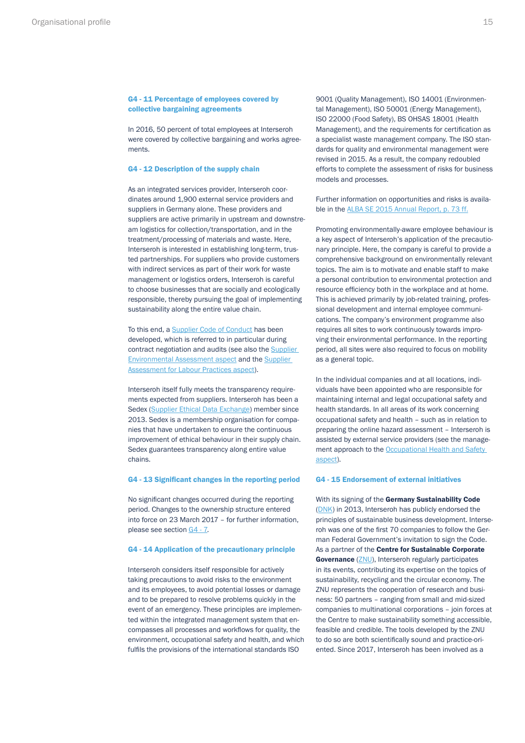### G4 - 11 Percentage of employees covered by collective bargaining agreements

In 2016, 50 percent of total employees at Interseroh were covered by collective bargaining and works agreements.

### G4 - 12 Description of the supply chain

As an integrated services provider, Interseroh coordinates around 1,900 external service providers and suppliers in Germany alone. These providers and suppliers are active primarily in upstream and downstream logistics for collection/transportation, and in the treatment/processing of materials and waste. Here, Interseroh is interested in establishing long-term, trusted partnerships. For suppliers who provide customers with indirect services as part of their work for waste management or logistics orders, Interseroh is careful to choose businesses that are socially and ecologically responsible, thereby pursuing the goal of implementing sustainability along the entire value chain.

To this end, a Supplier Code of Conduct has been developed, which is referred to in particular during contract negotiation and audits (see also the Supplier Environmental Assessment aspect and the Supplier Assessment for Labour Practices aspect).

Interseroh itself fully meets the transparency requirements expected from suppliers. Interseroh has been a Sedex (Supplier Ethical Data Exchange) member since 2013. Sedex is a membership organisation for companies that have undertaken to ensure the continuous improvement of ethical behaviour in their supply chain. Sedex guarantees transparency along entire value chains.

### G4 - 13 Significant changes in the reporting period

No significant changes occurred during the reporting period. Changes to the ownership structure entered into force on 23 March 2017 – for further information, please see section G4 - 7.

### G4 - 14 Application of the precautionary principle

Interseroh considers itself responsible for actively taking precautions to avoid risks to the environment and its employees, to avoid potential losses or damage and to be prepared to resolve problems quickly in the event of an emergency. These principles are implemented within the integrated management system that encompasses all processes and workflows for quality, the environment, occupational safety and health, and which fulfils the provisions of the international standards ISO 9001 (Quality Management), ISO 14001 (Environmental Management), ISO 50001 (Energy Management), ISO 22000 (Food Safety), BS OHSAS 18001 (Health Management), and the requirements for certification as a specialist waste management company. The ISO standards for quality and environmental management were revised in 2015. As a result, the company redoubled efforts to complete the assessment of risks for business models and processes.

Further information on opportunities and risks is available in the ALBA SE 2015 Annual Report, p. 73 ff.

Promoting environmentally-aware employee behaviour is a key aspect of Interseroh's application of the precautionary principle. Here, the company is careful to provide a comprehensive background on environmentally relevant topics. The aim is to motivate and enable staff to make a personal contribution to environmental protection and resource efficiency both in the workplace and at home. This is achieved primarily by job-related training, professional development and internal employee communications. The company's environment programme also requires all sites to work continuously towards improving their environmental performance. In the reporting period, all sites were also required to focus on mobility as a general topic.

In the individual companies and at all locations, individuals have been appointed who are responsible for maintaining internal and legal occupational safety and health standards. In all areas of its work concerning occupational safety and health – such as in relation to preparing the online hazard assessment – Interseroh is assisted by external service providers (see the management approach to the Occupational Health and Safety aspect).

### G4 - 15 Endorsement of external initiatives

With its signing of the **Germany Sustainability Code** (DNK) in 2013, Interseroh has publicly endorsed the principles of sustainable business development. Interseroh was one of the first 70 companies to follow the German Federal Government's invitation to sign the Code. As a partner of the **Centre for Sustainable Corporate Governance** (ZNU), Interseroh regularly participates in its events, contributing its expertise on the topics of sustainability, recycling and the circular economy. The ZNU represents the cooperation of research and business: 50 partners – ranging from small and mid-sized companies to multinational corporations – join forces at the Centre to make sustainability something accessible, feasible and credible. The tools developed by the ZNU to do so are both scientifically sound and practice-oriented. Since 2017, Interseroh has been involved as a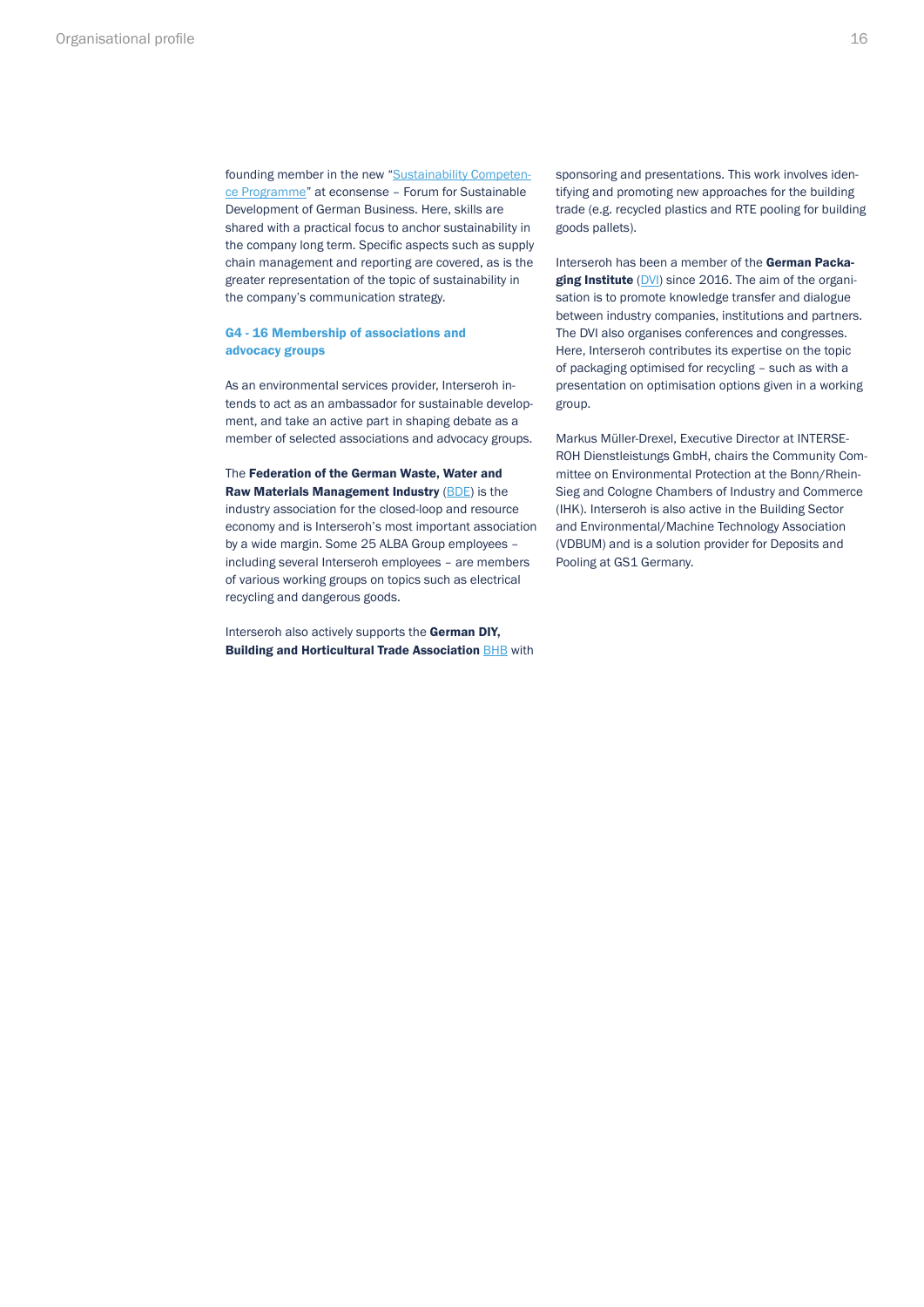founding member in the new "Sustainability Competence Programme" at econsense – Forum for Sustainable Development of German Business. Here, skills are shared with a practical focus to anchor sustainability in the company long term. Specific aspects such as supply chain management and reporting are covered, as is the greater representation of the topic of sustainability in the company's communication strategy.

### G4 - 16 Membership of associations and advocacy groups

As an environmental services provider, Interseroh intends to act as an ambassador for sustainable development, and take an active part in shaping debate as a member of selected associations and advocacy groups.

The **Federation of the German Waste, Water and Raw Materials Management Industry** (BDE) is the industry association for the closed-loop and resource economy and is Interseroh's most important association by a wide margin. Some 25 ALBA Group employees – including several Interseroh employees – are members of various working groups on topics such as electrical recycling and dangerous goods.

Interseroh also actively supports the **German DIY, Building and Horticultural Trade Association** BHB with sponsoring and presentations. This work involves identifying and promoting new approaches for the building trade (e.g. recycled plastics and RTE pooling for building goods pallets).

Interseroh has been a member of the **German Packaging Institute** (DVI) since 2016. The aim of the organisation is to promote knowledge transfer and dialogue between industry companies, institutions and partners. The DVI also organises conferences and congresses. Here, Interseroh contributes its expertise on the topic of packaging optimised for recycling – such as with a presentation on optimisation options given in a working group.

Markus Müller-Drexel, Executive Director at INTERSEROH Dienstleistungs GmbH, chairs the Community Committee on Environmental Protection at the Bonn/Rhein-Sieg and Cologne Chambers of Industry and Commerce (IHK). Interseroh is also active in the Building Sector and Environmental/Machine Technology Association (VDBUM) and is a solution provider for Deposits and Pooling at GS1 Germany.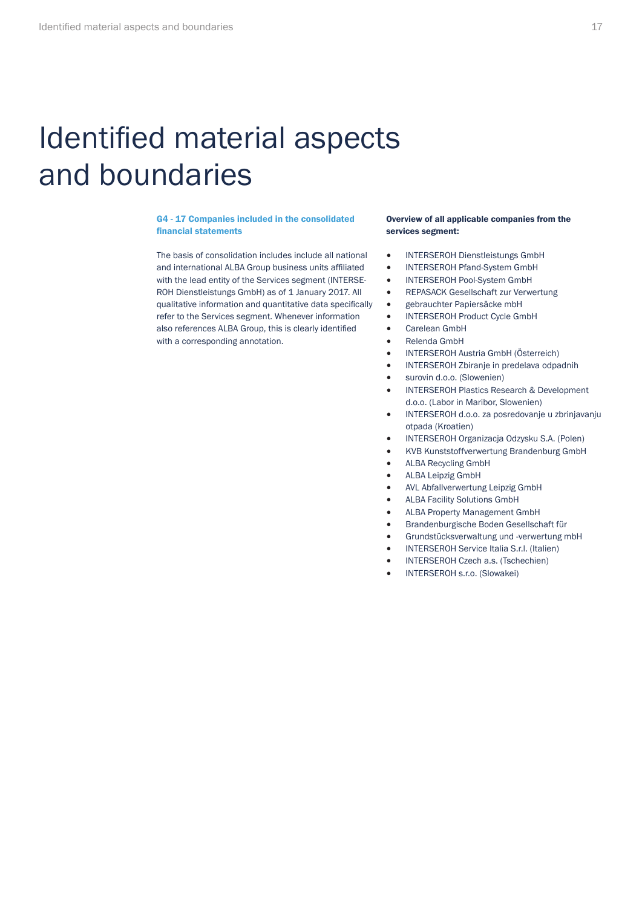# Identified material aspects and boundaries

### G4 - 17 Companies included in the consolidated financial statements

The basis of consolidation includes include all national and international ALBA Group business units affiliated with the lead entity of the Services segment (INTERSE-ROH Dienstleistungs GmbH) as of 1 January 2017. All qualitative information and quantitative data specifically refer to the Services segment. Whenever information also references ALBA Group, this is clearly identified with a corresponding annotation.

**Overview of all applicable companies from the services segment:**

- INTERSEROH Dienstleistungs GmbH
- INTERSEROH Pfand-System GmbH
- INTERSEROH Pool-System GmbH
- REPASACK Gesellschaft zur Verwertung
- gebrauchter Papiersäcke mbH
- INTERSEROH Product Cycle GmbH
- Carelean GmbH
- Relenda GmbH
- INTERSEROH Austria GmbH (Österreich)
- INTERSEROH Zbiranje in predelava odpadnih
- surovin d.o.o. (Slowenien)
- INTERSEROH Plastics Research & Development d.o.o. (Labor in Maribor, Slowenien)
- INTERSEROH d.o.o. za posredovanje u zbrinjavanju otpada (Kroatien)
- INTERSEROH Organizacja Odzysku S.A. (Polen)
- KVB Kunststoffverwertung Brandenburg GmbH
- ALBA Recycling GmbH
- ALBA Leipzig GmbH
- AVL Abfallverwertung Leipzig GmbH
- ALBA Facility Solutions GmbH
- ALBA Property Management GmbH
- Brandenburgische Boden Gesellschaft für
- Grundstücksverwaltung und -verwertung mbH
- INTERSEROH Service Italia S.r.l. (Italien)
- INTERSEROH Czech a.s. (Tschechien)
- INTERSEROH s.r.o. (Slowakei)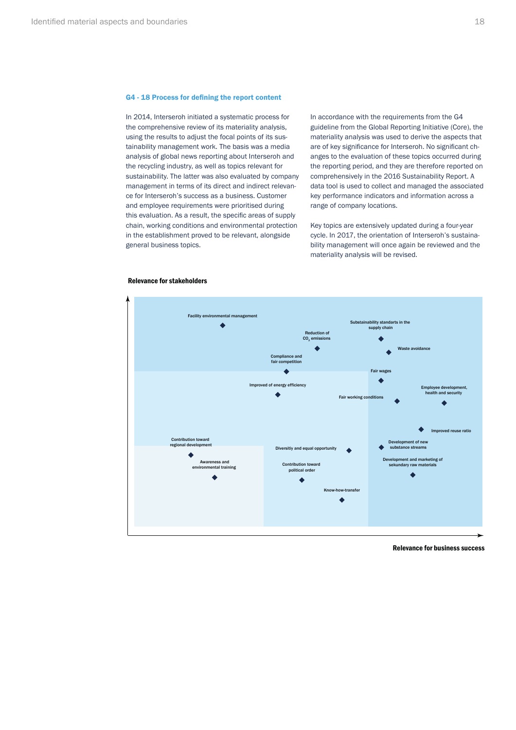### G4 - 18 Process for defining the report content

In 2014, Interseroh initiated a systematic process for the comprehensive review of its materiality analysis, using the results to adjust the focal points of its sustainability management work. The basis was a media analysis of global news reporting about Interseroh and the recycling industry, as well as topics relevant for sustainability. The latter was also evaluated by company management in terms of its direct and indirect relevance for Interseroh's success as a business. Customer and employee requirements were prioritised during this evaluation. As a result, the specific areas of supply chain, working conditions and environmental protection in the establishment proved to be relevant, alongside general business topics.

In accordance with the requirements from the G4 guideline from the Global Reporting Initiative (Core), the materiality analysis was used to derive the aspects that are of key significance for Interseroh. No significant changes to the evaluation of these topics occurred during the reporting period, and they are therefore reported on comprehensively in the 2016 Sustainability Report. A data tool is used to collect and managed the associated key performance indicators and information across a range of company locations.

Key topics are extensively updated during a four-year cycle. In 2017, the orientation of Interseroh's sustainability management will once again be reviewed and the materiality analysis will be revised.

**Relevance for stakeholders**

- Facility environmental management
- Substainability standards in the supply chain
- Reduction of $CO_2$ emissions
- Waste avoidance
- Compliance and fair competition
- Fair wages
- Improved of energy efficiency
- Employee development, health and security
- Fair working conditions
- Improved reuse ratio
- Contribution toward regional development
- Diversitiy and equal opportunity
- Development of new substance streams
- Awareness and environmental training
- Contribution toward political order
- Development and marketing of sekundary raw materials
- Know-how-transfer

**Relevance for business success**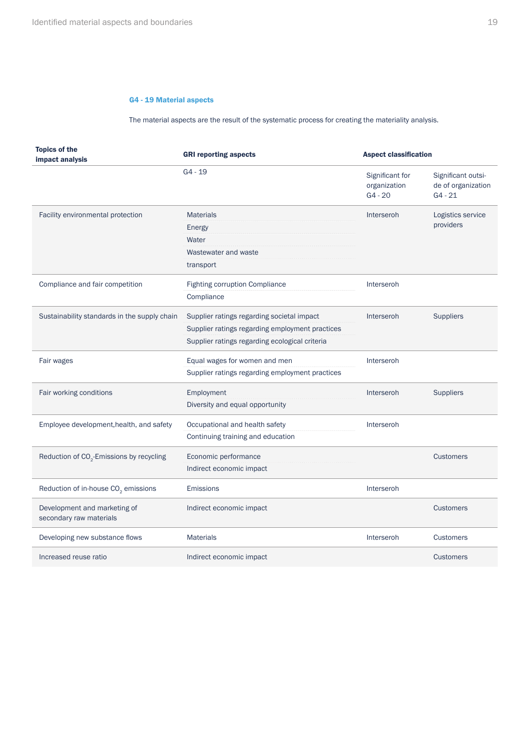### G4 - 19 Material aspects

The material aspects are the result of the systematic process for creating the materiality analysis.

| Topics of the impact analysis | GRI reporting aspects | Aspect classification | |
|---|---|---|---|
| | G4 - 19 | Significant for organization G4 - 20 | Significant outside of organization G4 - 21 |
| Facility environmental protection | Materials<br>Energy<br>Water<br>Wastewater and waste<br>transport | Interseroh | Logistics service providers |
| Compliance and fair competition | Fighting corruption Compliance<br>Compliance | Interseroh | |
| Sustainability standards in the supply chain | Supplier ratings regarding societal impact<br>Supplier ratings regarding employment practices<br>Supplier ratings regarding ecological criteria | Interseroh | Suppliers |
| Fair wages | Equal wages for women and men<br>Supplier ratings regarding employment practices | Interseroh | |
| Fair working conditions | Employment<br>Diversity and equal opportunity | Interseroh | Suppliers |
| Employee development,health, and safety | Occupational and health safety<br>Continuing training and education | Interseroh | |
| Reduction of $CO_2$-Emissions by recycling | Economic performance<br>Indirect economic impact | | Customers |
| Reduction of in-house $CO_2$ emissions | Emissions | Interseroh | |
| Development and marketing of secondary raw materials | Indirect economic impact | | Customers |
| Developing new substance flows | Materials | Interseroh | Customers |
| Increased reuse ratio | Indirect economic impact | | Customers |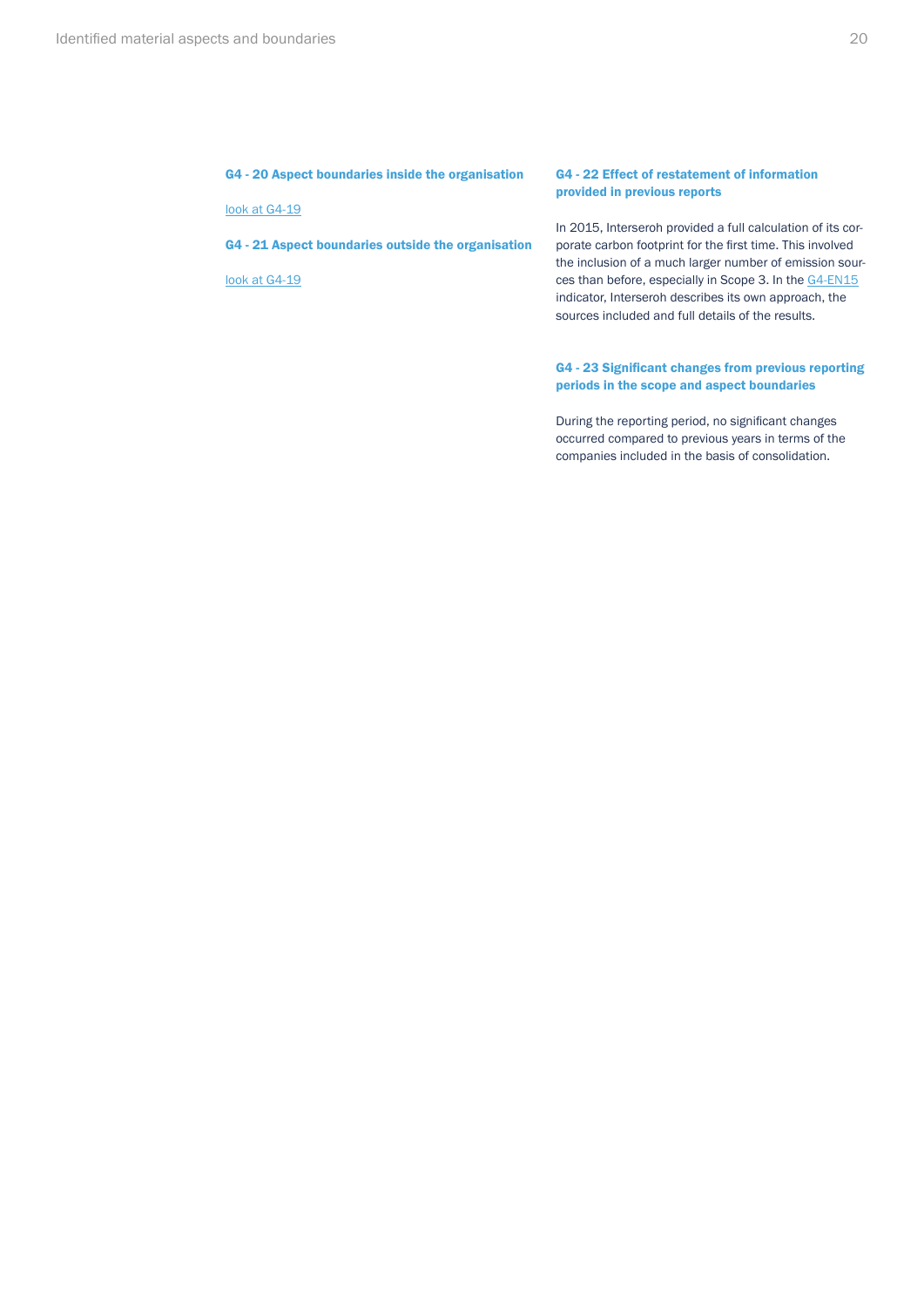### G4 - 20 Aspect boundaries inside the organisation

look at G4-19

### G4 - 21 Aspect boundaries outside the organisation

look at G4-19

### G4 - 22 Effect of restatement of information provided in previous reports

In 2015, Interseroh provided a full calculation of its corporate carbon footprint for the first time. This involved the inclusion of a much larger number of emission sources than before, especially in Scope 3. In the G4-EN15 indicator, Interseroh describes its own approach, the sources included and full details of the results.

### G4 - 23 Significant changes from previous reporting periods in the scope and aspect boundaries

During the reporting period, no significant changes occurred compared to previous years in terms of the companies included in the basis of consolidation.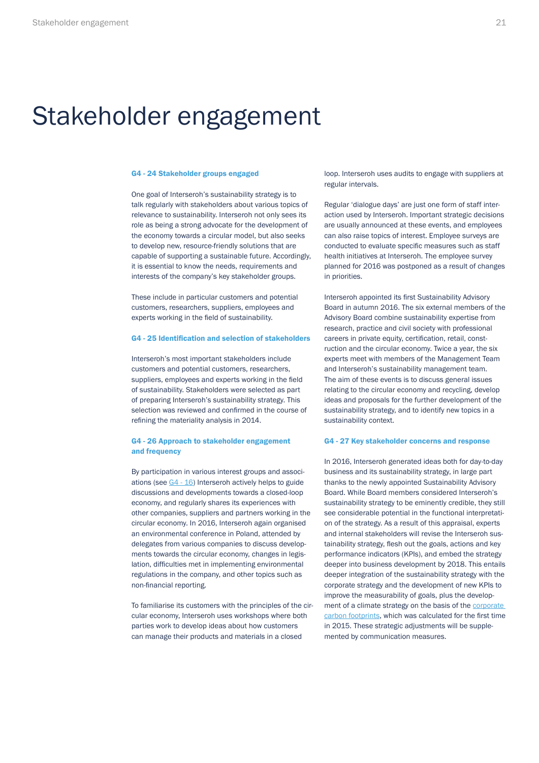# Stakeholder engagement

### G4 - 24 Stakeholder groups engaged

One goal of Interseroh's sustainability strategy is to talk regularly with stakeholders about various topics of relevance to sustainability. Interseroh not only sees its role as being a strong advocate for the development of the economy towards a circular model, but also seeks to develop new, resource-friendly solutions that are capable of supporting a sustainable future. Accordingly, it is essential to know the needs, requirements and interests of the company's key stakeholder groups.

These include in particular customers and potential customers, researchers, suppliers, employees and experts working in the field of sustainability.

### G4 - 25 Identification and selection of stakeholders

Interseroh's most important stakeholders include customers and potential customers, researchers, suppliers, employees and experts working in the field of sustainability. Stakeholders were selected as part of preparing Interseroh's sustainability strategy. This selection was reviewed and confirmed in the course of refining the materiality analysis in 2014.

### G4 - 26 Approach to stakeholder engagement and frequency

By participation in various interest groups and associations (see G4 - 16) Interseroh actively helps to guide discussions and developments towards a closed-loop economy, and regularly shares its experiences with other companies, suppliers and partners working in the circular economy. In 2016, Interseroh again organised an environmental conference in Poland, attended by delegates from various companies to discuss developments towards the circular economy, changes in legislation, difficulties met in implementing environmental regulations in the company, and other topics such as non-financial reporting.

To familiarise its customers with the principles of the circular economy, Interseroh uses workshops where both parties work to develop ideas about how customers can manage their products and materials in a closed loop. Interseroh uses audits to engage with suppliers at regular intervals.

Regular 'dialogue days' are just one form of staff interaction used by Interseroh. Important strategic decisions are usually announced at these events, and employees can also raise topics of interest. Employee surveys are conducted to evaluate specific measures such as staff health initiatives at Interseroh. The employee survey planned for 2016 was postponed as a result of changes in priorities.

Interseroh appointed its first Sustainability Advisory Board in autumn 2016. The six external members of the Advisory Board combine sustainability expertise from research, practice and civil society with professional careers in private equity, certification, retail, construction and the circular economy. Twice a year, the six experts meet with members of the Management Team and Interseroh's sustainability management team. The aim of these events is to discuss general issues relating to the circular economy and recycling, develop ideas and proposals for the further development of the sustainability strategy, and to identify new topics in a sustainability context.

### G4 - 27 Key stakeholder concerns and response

In 2016, Interseroh generated ideas both for day-to-day business and its sustainability strategy, in large part thanks to the newly appointed Sustainability Advisory Board. While Board members considered Interseroh's sustainability strategy to be eminently credible, they still see considerable potential in the functional interpretation of the strategy. As a result of this appraisal, experts and internal stakeholders will revise the Interseroh sustainability strategy, flesh out the goals, actions and key performance indicators (KPIs), and embed the strategy deeper into business development by 2018. This entails deeper integration of the sustainability strategy with the corporate strategy and the development of new KPIs to improve the measurability of goals, plus the development of a climate strategy on the basis of the corporate carbon footprints, which was calculated for the first time in 2015. These strategic adjustments will be supplemented by communication measures.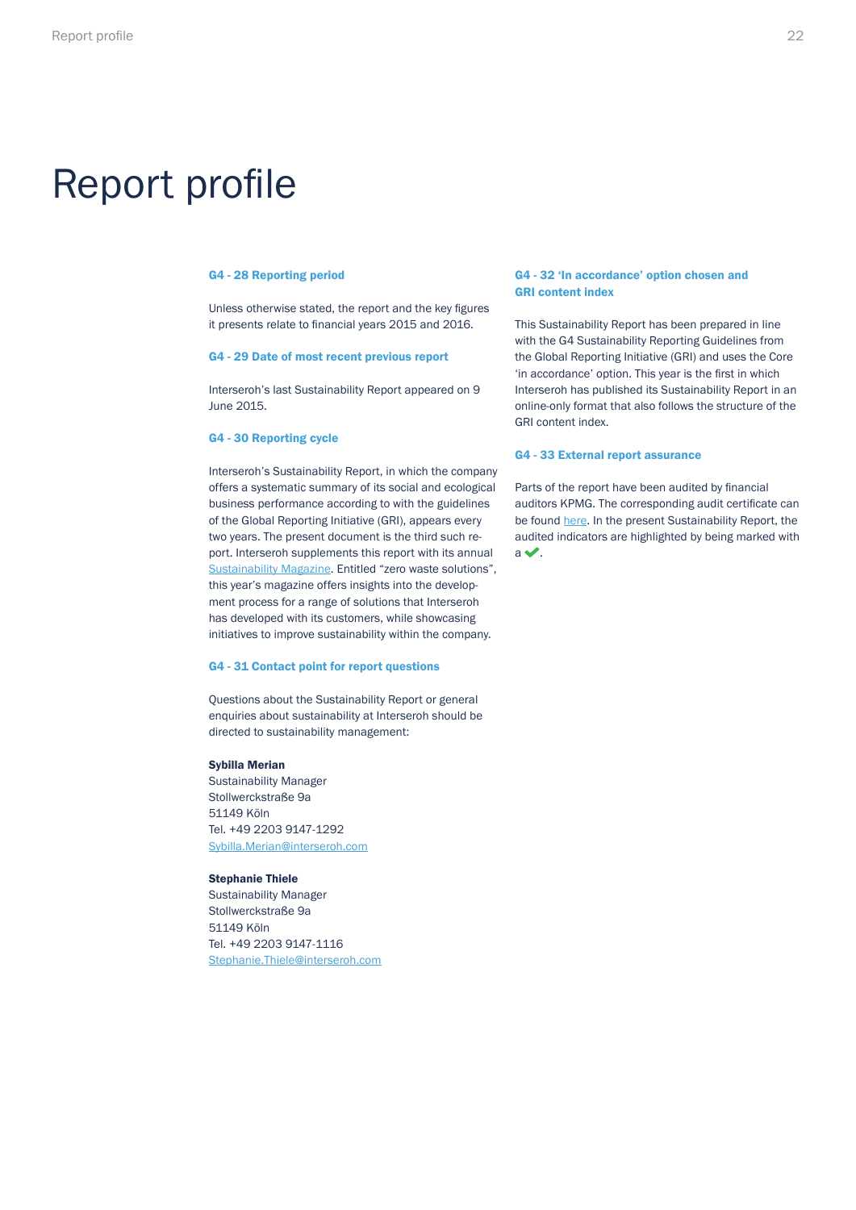# Report profile

### G4 - 28 Reporting period

Unless otherwise stated, the report and the key figures it presents relate to financial years 2015 and 2016.

### G4 - 29 Date of most recent previous report

Interseroh's last Sustainability Report appeared on 9 June 2015.

### G4 - 30 Reporting cycle

Interseroh's Sustainability Report, in which the company offers a systematic summary of its social and ecological business performance according to with the guidelines of the Global Reporting Initiative (GRI), appears every two years. The present document is the third such report. Interseroh supplements this report with its annual Sustainability Magazine. Entitled "zero waste solutions", this year's magazine offers insights into the development process for a range of solutions that Interseroh has developed with its customers, while showcasing initiatives to improve sustainability within the company.

### G4 - 31 Contact point for report questions

Questions about the Sustainability Report or general enquiries about sustainability at Interseroh should be directed to sustainability management:

**Sybilla Merian**
Sustainability Manager
Stollwerckstraße 9a
51149 Köln
Tel. +49 2203 9147-1292
Sybilla.Merian@interseroh.com

**Stephanie Thiele**
Sustainability Manager
Stollwerckstraße 9a
51149 Köln
Tel. +49 2203 9147-1116
Stephanie.Thiele@interseroh.com

### G4 - 32 'In accordance' option chosen and GRI content index

This Sustainability Report has been prepared in line with the G4 Sustainability Reporting Guidelines from the Global Reporting Initiative (GRI) and uses the Core 'in accordance' option. This year is the first in which Interseroh has published its Sustainability Report in an online-only format that also follows the structure of the GRI content index.

### G4 - 33 External report assurance

Parts of the report have been audited by financial auditors KPMG. The corresponding audit certificate can be found here. In the present Sustainability Report, the audited indicators are highlighted by being marked with a ✔.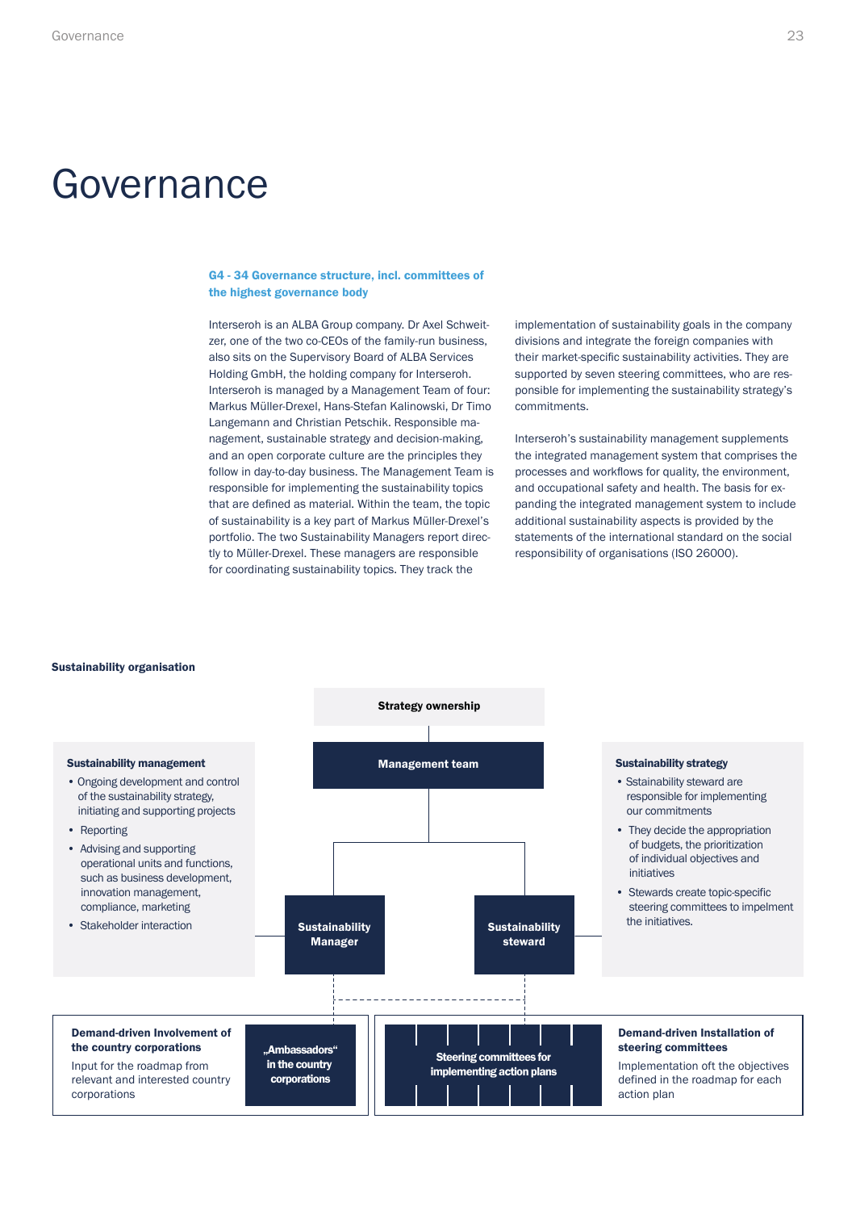// Governance

## G4 - 34 Governance structure, incl. committees of the highest governance body

Interseroh is an ALBA Group company. Dr Axel Schweitzer, one of the two co-CEOs of the family-run business, also sits on the Supervisory Board of ALBA Services Holding GmbH, the holding company for Interseroh. Interseroh is managed by a Management Team of four: Markus Müller-Drexel, Hans-Stefan Kalinowski, Dr Timo Langemann and Christian Petschik. Responsible management, sustainable strategy and decision-making, and an open corporate culture are the principles they follow in day-to-day business. The Management Team is responsible for implementing the sustainability topics that are defined as material. Within the team, the topic of sustainability is a key part of Markus Müller-Drexel's portfolio. The two Sustainability Managers report directly to Müller-Drexel. These managers are responsible for coordinating sustainability topics. They track the implementation of sustainability goals in the company divisions and integrate the foreign companies with their market-specific sustainability activities. They are supported by seven steering committees, who are responsible for implementing the sustainability strategy's commitments.

Interseroh's sustainability management supplements the integrated management system that comprises the processes and workflows for quality, the environment, and occupational safety and health. The basis for expanding the integrated management system to include additional sustainability aspects is provided by the statements of the international standard on the social responsibility of organisations (ISO 26000).

**Sustainability organisation**

**Strategy ownership**

**Management team**

**Sustainability management**
- Ongoing development and control of the sustainability strategy, initiating and supporting projects
- Reporting
- Advising and supporting operational units and functions, such as business development, innovation management, compliance, marketing
- Stakeholder interaction

**Sustainability Manager**

**Sustainability steward**

**Sustainability strategy**
- Sstainability steward are responsible for implementing our commitments
- They decide the appropriation of budgets, the prioritization of individual objectives and initiatives
- Stewards create topic-specific steering committees to impelment the initiatives.

**Demand-driven Involvement of the country corporations**
Input for the roadmap from relevant and interested country corporations

**„Ambassadors" in the country corporations**

**Steering committees for implementing action plans**

**Demand-driven Installation of steering committees**
Implementation oft the objectives defined in the roadmap for each action plan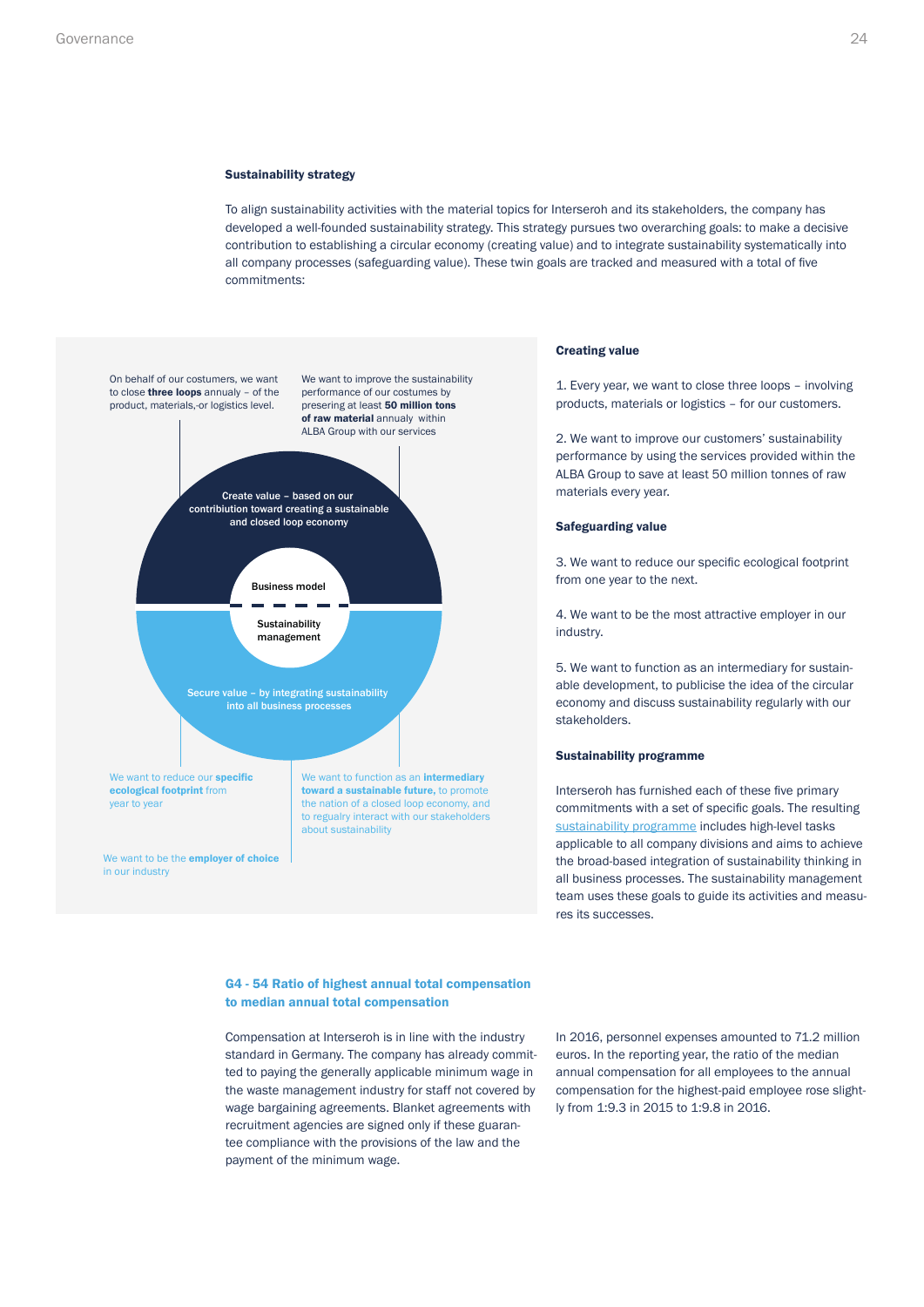### Sustainability strategy

To align sustainability activities with the material topics for Interseroh and its stakeholders, the company has developed a well-founded sustainability strategy. This strategy pursues two overarching goals: to make a decisive contribution to establishing a circular economy (creating value) and to integrate sustainability systematically into all company processes (safeguarding value). These twin goals are tracked and measured with a total of five commitments:

On behalf of our costumers, we want to close **three loops** annualy – of the product, materials,-or logistics level.

We want to improve the sustainability performance of our costumes by presering at least **50 million tons of raw material** annualy within ALBA Group with our services

Create value – based on our contribiution toward creating a sustainable and closed loop economy

Business model

Sustainability management

Secure value – by integrating sustainability into all business processes

We want to reduce our **specific ecological footprint** from year to year

We want to function as an **intermediary toward a sustainable future,** to promote the nation of a closed loop economy, and to regualry interact with our stakeholders about sustainability

We want to be the **employer of choice** in our industry

#### Creating value

1. Every year, we want to close three loops – involving products, materials or logistics – for our customers.

2. We want to improve our customers' sustainability performance by using the services provided within the ALBA Group to save at least 50 million tonnes of raw materials every year.

#### Safeguarding value

3. We want to reduce our specific ecological footprint from one year to the next.

4. We want to be the most attractive employer in our industry.

5. We want to function as an intermediary for sustainable development, to publicise the idea of the circular economy and discuss sustainability regularly with our stakeholders.

#### Sustainability programme

Interseroh has furnished each of these five primary commitments with a set of specific goals. The resulting sustainability programme includes high-level tasks applicable to all company divisions and aims to achieve the broad-based integration of sustainability thinking in all business processes. The sustainability management team uses these goals to guide its activities and measures its successes.

### G4 - 54 Ratio of highest annual total compensation to median annual total compensation

Compensation at Interseroh is in line with the industry standard in Germany. The company has already committed to paying the generally applicable minimum wage in the waste management industry for staff not covered by wage bargaining agreements. Blanket agreements with recruitment agencies are signed only if these guarantee compliance with the provisions of the law and the payment of the minimum wage.

In 2016, personnel expenses amounted to 71.2 million euros. In the reporting year, the ratio of the median annual compensation for all employees to the annual compensation for the highest-paid employee rose slightly from 1:9.3 in 2015 to 1:9.8 in 2016.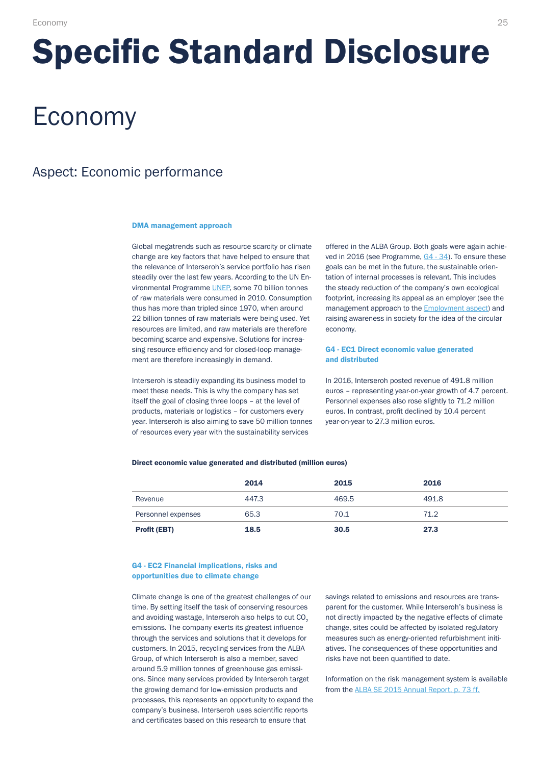# Specific Standard Disclosure

## Economy

### Aspect: Economic performance

**DMA management approach**

Global megatrends such as resource scarcity or climate change are key factors that have helped to ensure that the relevance of Interseroh's service portfolio has risen steadily over the last few years. According to the UN Environmental Programme UNEP, some 70 billion tonnes of raw materials were consumed in 2010. Consumption thus has more than tripled since 1970, when around 22 billion tonnes of raw materials were being used. Yet resources are limited, and raw materials are therefore becoming scarce and expensive. Solutions for increasing resource efficiency and for closed-loop management are therefore increasingly in demand.

Interseroh is steadily expanding its business model to meet these needs. This is why the company has set itself the goal of closing three loops – at the level of products, materials or logistics – for customers every year. Interseroh is also aiming to save 50 million tonnes of resources every year with the sustainability services offered in the ALBA Group. Both goals were again achieved in 2016 (see Programme, G4 - 34). To ensure these goals can be met in the future, the sustainable orientation of internal processes is relevant. This includes the steady reduction of the company's own ecological footprint, increasing its appeal as an employer (see the management approach to the Employment aspect) and raising awareness in society for the idea of the circular economy.

**G4 - EC1 Direct economic value generated and distributed**

In 2016, Interseroh posted revenue of 491.8 million euros – representing year-on-year growth of 4.7 percent. Personnel expenses also rose slightly to 71.2 million euros. In contrast, profit declined by 10.4 percent year-on-year to 27.3 million euros.

**Direct economic value generated and distributed (million euros)**

| | 2014 | 2015 | 2016 |
|---|---|---|---|
| Revenue | 447.3 | 469.5 | 491.8 |
| Personnel expenses | 65.3 | 70.1 | 71.2 |
| **Profit (EBT)** | **18.5** | **30.5** | **27.3** |

**G4 - EC2 Financial implications, risks and opportunities due to climate change**

Climate change is one of the greatest challenges of our time. By setting itself the task of conserving resources and avoiding wastage, Interseroh also helps to cut $CO_2$ emissions. The company exerts its greatest influence through the services and solutions that it develops for customers. In 2015, recycling services from the ALBA Group, of which Interseroh is also a member, saved around 5.9 million tonnes of greenhouse gas emissions. Since many services provided by Interseroh target the growing demand for low-emission products and processes, this represents an opportunity to expand the company's business. Interseroh uses scientific reports and certificates based on this research to ensure that savings related to emissions and resources are transparent for the customer. While Interseroh's business is not directly impacted by the negative effects of climate change, sites could be affected by isolated regulatory measures such as energy-oriented refurbishment initiatives. The consequences of these opportunities and risks have not been quantified to date.

Information on the risk management system is available from the ALBA SE 2015 Annual Report, p. 73 ff.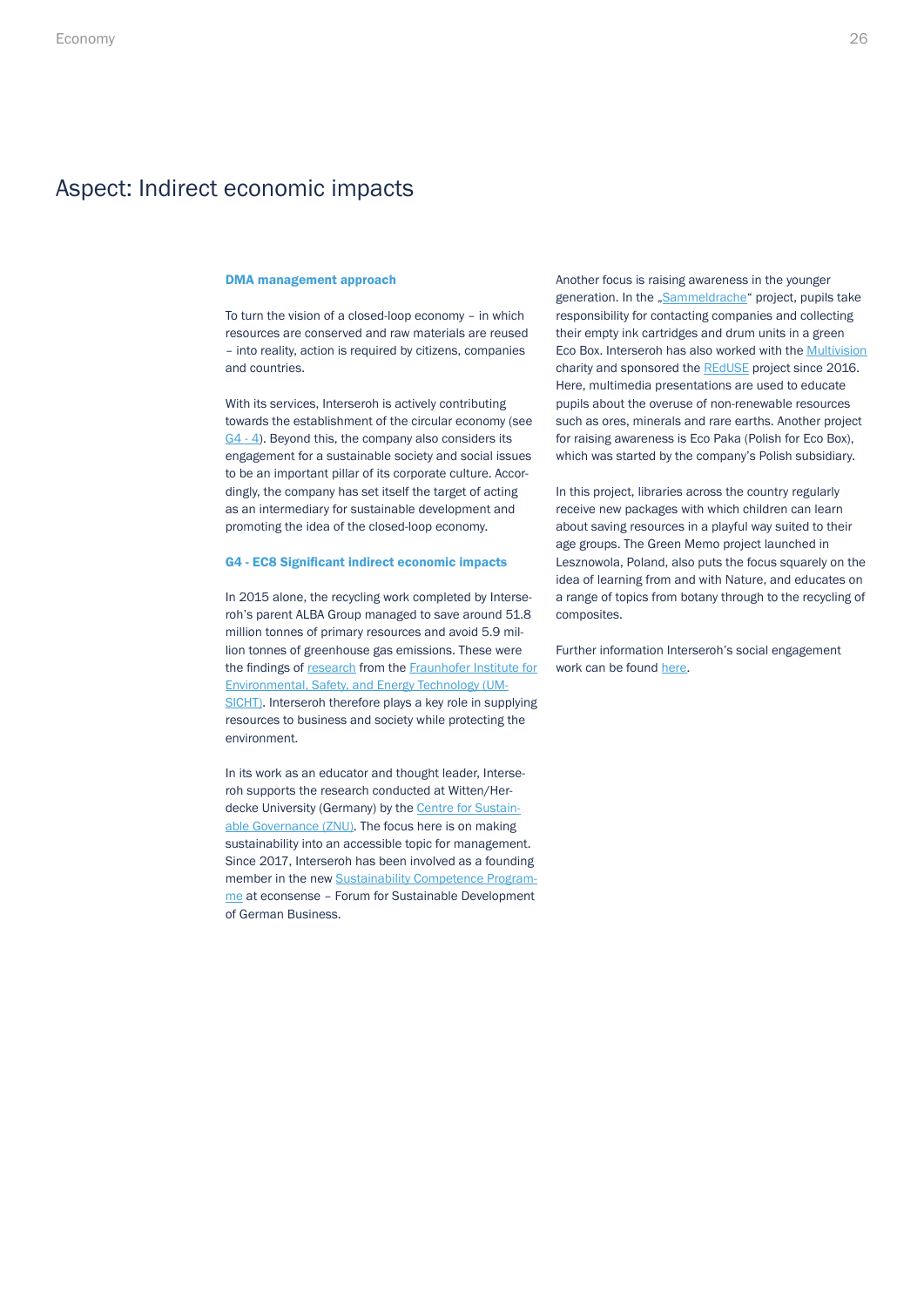# Aspect: Indirect economic impacts

**DMA management approach**

To turn the vision of a closed-loop economy – in which resources are conserved and raw materials are reused – into reality, action is required by citizens, companies and countries.

With its services, Interseroh is actively contributing towards the establishment of the circular economy (see G4 - 4). Beyond this, the company also considers its engagement for a sustainable society and social issues to be an important pillar of its corporate culture. Accordingly, the company has set itself the target of acting as an intermediary for sustainable development and promoting the idea of the closed-loop economy.

**G4 - EC8 Significant indirect economic impacts**

In 2015 alone, the recycling work completed by Interseroh's parent ALBA Group managed to save around 51.8 million tonnes of primary resources and avoid 5.9 million tonnes of greenhouse gas emissions. These were the findings of research from the Fraunhofer Institute for Environmental, Safety, and Energy Technology (UMSICHT). Interseroh therefore plays a key role in supplying resources to business and society while protecting the environment.

In its work as an educator and thought leader, Interseroh supports the research conducted at Witten/Herdecke University (Germany) by the Centre for Sustainable Governance (ZNU). The focus here is on making sustainability into an accessible topic for management. Since 2017, Interseroh has been involved as a founding member in the new Sustainability Competence Programme at econsense – Forum for Sustainable Development of German Business.

Another focus is raising awareness in the younger generation. In the „Sammeldrache" project, pupils take responsibility for contacting companies and collecting their empty ink cartridges and drum units in a green Eco Box. Interseroh has also worked with the Multivision charity and sponsored the REdUSE project since 2016. Here, multimedia presentations are used to educate pupils about the overuse of non-renewable resources such as ores, minerals and rare earths. Another project for raising awareness is Eco Paka (Polish for Eco Box), which was started by the company's Polish subsidiary.

In this project, libraries across the country regularly receive new packages with which children can learn about saving resources in a playful way suited to their age groups. The Green Memo project launched in Lesznowola, Poland, also puts the focus squarely on the idea of learning from and with Nature, and educates on a range of topics from botany through to the recycling of composites.

Further information Interseroh's social engagement work can be found here.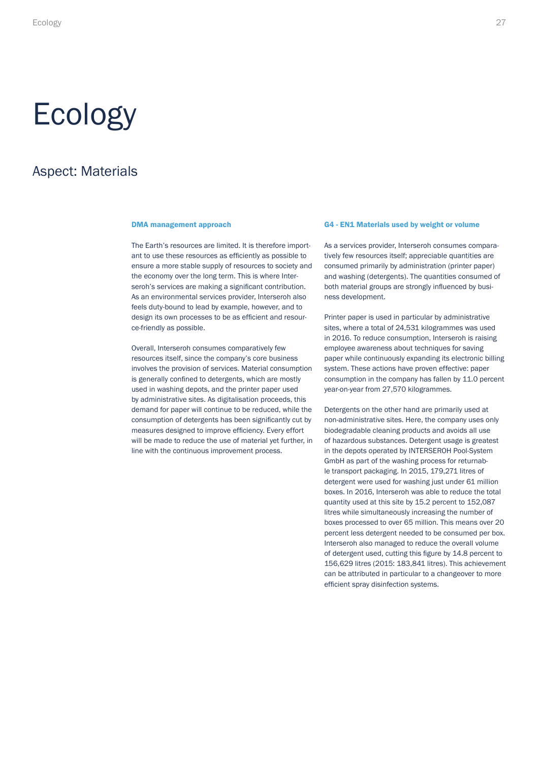# Ecology

## Aspect: Materials

### DMA management approach

The Earth's resources are limited. It is therefore important to use these resources as efficiently as possible to ensure a more stable supply of resources to society and the economy over the long term. This is where Interseroh's services are making a significant contribution. As an environmental services provider, Interseroh also feels duty-bound to lead by example, however, and to design its own processes to be as efficient and resource-friendly as possible.

Overall, Interseroh consumes comparatively few resources itself, since the company's core business involves the provision of services. Material consumption is generally confined to detergents, which are mostly used in washing depots, and the printer paper used by administrative sites. As digitalisation proceeds, this demand for paper will continue to be reduced, while the consumption of detergents has been significantly cut by measures designed to improve efficiency. Every effort will be made to reduce the use of material yet further, in line with the continuous improvement process.

### G4 - EN1 Materials used by weight or volume

As a services provider, Interseroh consumes comparatively few resources itself; appreciable quantities are consumed primarily by administration (printer paper) and washing (detergents). The quantities consumed of both material groups are strongly influenced by business development.

Printer paper is used in particular by administrative sites, where a total of 24,531 kilogrammes was used in 2016. To reduce consumption, Interseroh is raising employee awareness about techniques for saving paper while continuously expanding its electronic billing system. These actions have proven effective: paper consumption in the company has fallen by 11.0 percent year-on-year from 27,570 kilogrammes.

Detergents on the other hand are primarily used at non-administrative sites. Here, the company uses only biodegradable cleaning products and avoids all use of hazardous substances. Detergent usage is greatest in the depots operated by INTERSEROH Pool-System GmbH as part of the washing process for returnable transport packaging. In 2015, 179,271 litres of detergent were used for washing just under 61 million boxes. In 2016, Interseroh was able to reduce the total quantity used at this site by 15.2 percent to 152,087 litres while simultaneously increasing the number of boxes processed to over 65 million. This means over 20 percent less detergent needed to be consumed per box. Interseroh also managed to reduce the overall volume of detergent used, cutting this figure by 14.8 percent to 156,629 litres (2015: 183,841 litres). This achievement can be attributed in particular to a changeover to more efficient spray disinfection systems.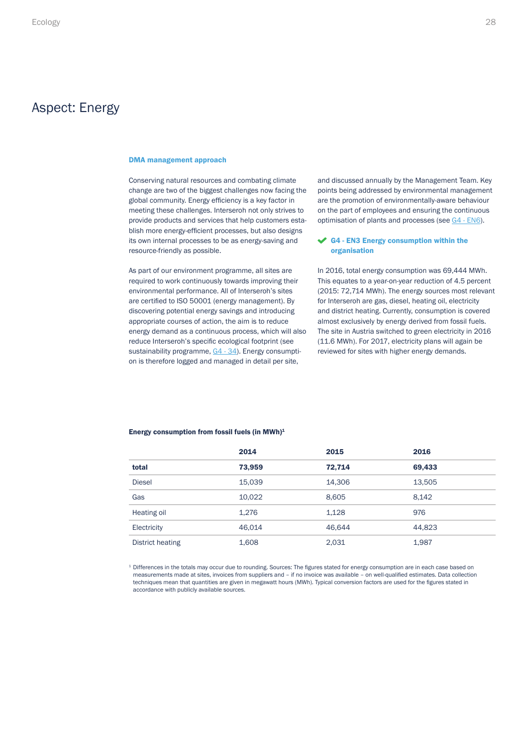# Aspect: Energy

### DMA management approach

Conserving natural resources and combating climate change are two of the biggest challenges now facing the global community. Energy efficiency is a key factor in meeting these challenges. Interseroh not only strives to provide products and services that help customers establish more energy-efficient processes, but also designs its own internal processes to be as energy-saving and resource-friendly as possible.

As part of our environment programme, all sites are required to work continuously towards improving their environmental performance. All of Interseroh's sites are certified to ISO 50001 (energy management). By discovering potential energy savings and introducing appropriate courses of action, the aim is to reduce energy demand as a continuous process, which will also reduce Interseroh's specific ecological footprint (see sustainability programme, G4 - 34). Energy consumption is therefore logged and managed in detail per site, and discussed annually by the Management Team. Key points being addressed by environmental management are the promotion of environmentally-aware behaviour on the part of employees and ensuring the continuous optimisation of plants and processes (see G4 - EN6).

### G4 - EN3 Energy consumption within the organisation

In 2016, total energy consumption was 69,444 MWh. This equates to a year-on-year reduction of 4.5 percent (2015: 72,714 MWh). The energy sources most relevant for Interseroh are gas, diesel, heating oil, electricity and district heating. Currently, consumption is covered almost exclusively by energy derived from fossil fuels. The site in Austria switched to green electricity in 2016 (11.6 MWh). For 2017, electricity plans will again be reviewed for sites with higher energy demands.

**Energy consumption from fossil fuels (in MWh)[1]**

| | 2014 | 2015 | 2016 |
|---|---|---|---|
| **total** | **73,959** | **72,714** | **69,433** |
| Diesel | 15,039 | 14,306 | 13,505 |
| Gas | 10,022 | 8,605 | 8,142 |
| Heating oil | 1,276 | 1,128 | 976 |
| Electricity | 46,014 | 46,644 | 44,823 |
| District heating | 1,608 | 2,031 | 1,987 |

[1] Differences in the totals may occur due to rounding. Sources: The figures stated for energy consumption are in each case based on measurements made at sites, invoices from suppliers and – if no invoice was available – on well-qualified estimates. Data collection techniques mean that quantities are given in megawatt hours (MWh). Typical conversion factors are used for the figures stated in accordance with publicly available sources.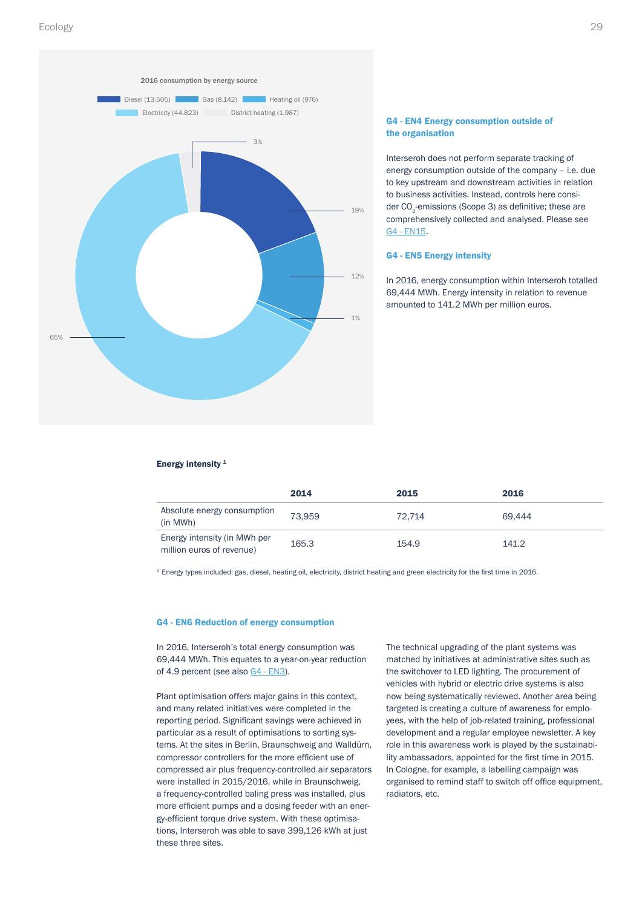2016 consumption by energy source

Diesel (13.505) | Gas (8.142) | Heating oil (976) | Electricity (44.823) | District heating (1.987)

3%
19%
12%
1%
65%

### G4 - EN4 Energy consumption outside of the organisation

Interseroh does not perform separate tracking of energy consumption outside of the company – i.e. due to key upstream and downstream activities in relation to business activities. Instead, controls here consider $CO_2$-emissions (Scope 3) as definitive; these are comprehensively collected and analysed. Please see G4 - EN15.

### G4 - EN5 Energy intensity

In 2016, energy consumption within Interseroh totalled 69,444 MWh. Energy intensity in relation to revenue amounted to 141.2 MWh per million euros.

**Energy intensity [1]**

| | 2014 | 2015 | 2016 |
|---|---|---|---|
| Absolute energy consumption (in MWh) | 73,959 | 72,714 | 69,444 |
| Energy intensity (in MWh per million euros of revenue) | 165.3 | 154.9 | 141.2 |

[1] Energy types included: gas, diesel, heating oil, electricity, district heating and green electricity for the first time in 2016.

### G4 - EN6 Reduction of energy consumption

In 2016, Interseroh's total energy consumption was 69,444 MWh. This equates to a year-on-year reduction of 4.9 percent (see also G4 - EN3).

Plant optimisation offers major gains in this context, and many related initiatives were completed in the reporting period. Significant savings were achieved in particular as a result of optimisations to sorting systems. At the sites in Berlin, Braunschweig and Walldürn, compressor controllers for the more efficient use of compressed air plus frequency-controlled air separators were installed in 2015/2016, while in Braunschweig, a frequency-controlled baling press was installed, plus more efficient pumps and a dosing feeder with an energy-efficient torque drive system. With these optimisations, Interseroh was able to save 399,126 kWh at just these three sites.

The technical upgrading of the plant systems was matched by initiatives at administrative sites such as the switchover to LED lighting. The procurement of vehicles with hybrid or electric drive systems is also now being systematically reviewed. Another area being targeted is creating a culture of awareness for employees, with the help of job-related training, professional development and a regular employee newsletter. A key role in this awareness work is played by the sustainability ambassadors, appointed for the first time in 2015. In Cologne, for example, a labelling campaign was organised to remind staff to switch off office equipment, radiators, etc.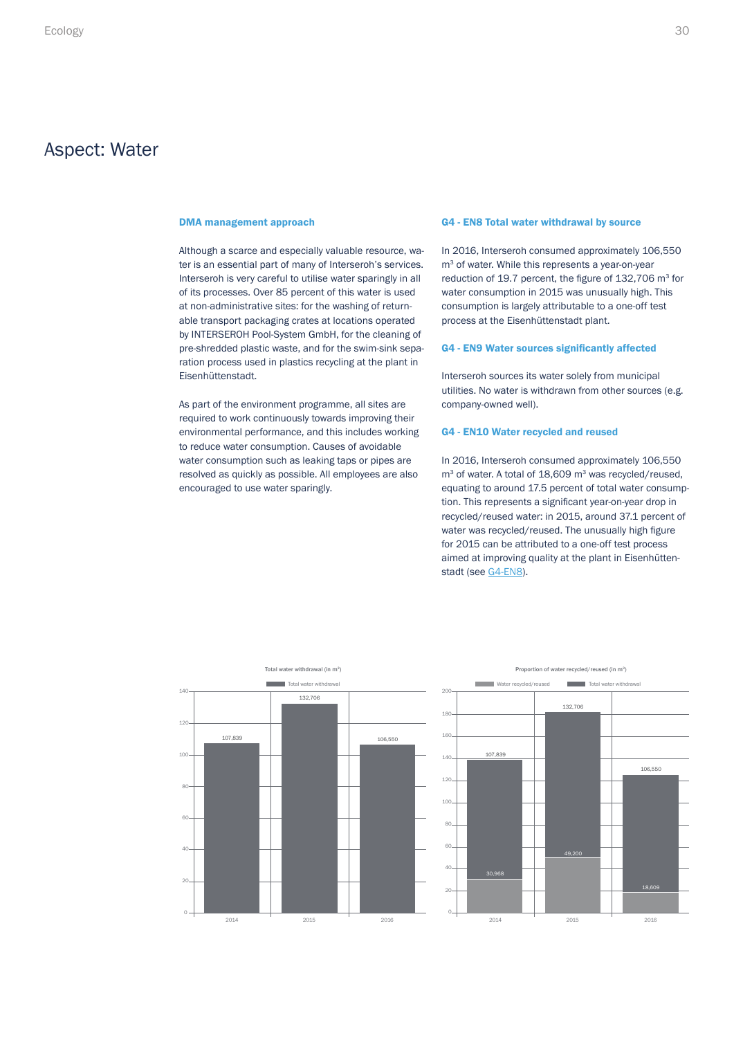# Aspect: Water

### DMA management approach

Although a scarce and especially valuable resource, water is an essential part of many of Interseroh's services. Interseroh is very careful to utilise water sparingly in all of its processes. Over 85 percent of this water is used at non-administrative sites: for the washing of returnable transport packaging crates at locations operated by INTERSEROH Pool-System GmbH, for the cleaning of pre-shredded plastic waste, and for the swim-sink separation process used in plastics recycling at the plant in Eisenhüttenstadt.

As part of the environment programme, all sites are required to work continuously towards improving their environmental performance, and this includes working to reduce water consumption. Causes of avoidable water consumption such as leaking taps or pipes are resolved as quickly as possible. All employees are also encouraged to use water sparingly.

### G4 - EN8 Total water withdrawal by source

In 2016, Interseroh consumed approximately 106,550 $m^3$ of water. While this represents a year-on-year reduction of 19.7 percent, the figure of 132,706 $m^3$ for water consumption in 2015 was unusually high. This consumption is largely attributable to a one-off test process at the Eisenhüttenstadt plant.

### G4 - EN9 Water sources significantly affected

Interseroh sources its water solely from municipal utilities. No water is withdrawn from other sources (e.g. company-owned well).

### G4 - EN10 Water recycled and reused

In 2016, Interseroh consumed approximately 106,550 $m^3$ of water. A total of 18,609 $m^3$ was recycled/reused, equating to around 17.5 percent of total water consumption. This represents a significant year-on-year drop in recycled/reused water: in 2015, around 37.1 percent of water was recycled/reused. The unusually high figure for 2015 can be attributed to a one-off test process aimed at improving quality at the plant in Eisenhüttenstadt (see G4-EN8).

**Total water withdrawal (in $m^3$)**

| | 2014 | 2015 | 2016 |
|---|---|---|---|
| Total water withdrawal | 107,839 | 132,706 | 106,550 |

**Proportion of water recycled/reused (in $m^3$)**

| | 2014 | 2015 | 2016 |
|---|---|---|---|
| Water recycled/reused | 30,968 | 49,200 | 18,609 |
| Total water withdrawal | 107,839 | 132,706 | 106,550 |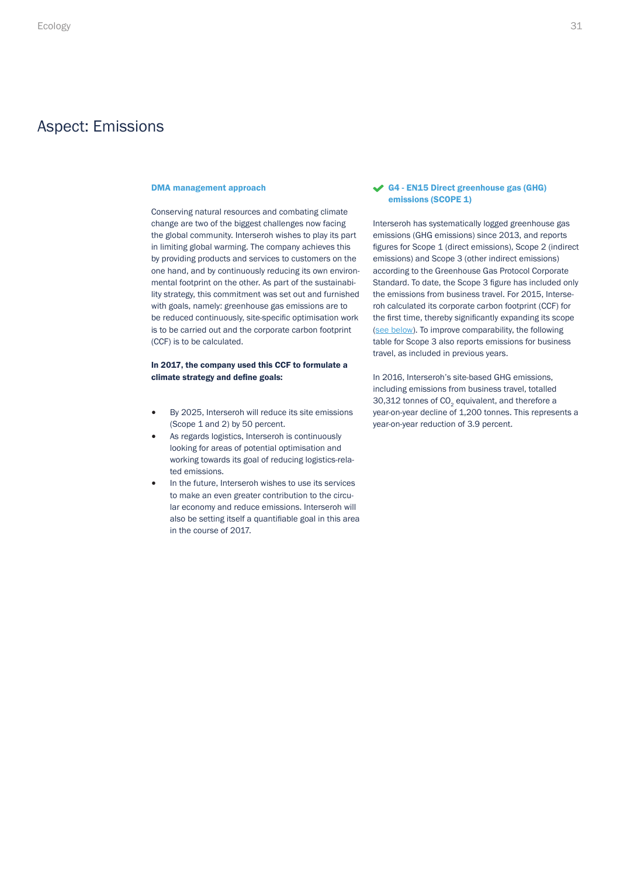# Aspect: Emissions

### DMA management approach

Conserving natural resources and combating climate change are two of the biggest challenges now facing the global community. Interseroh wishes to play its part in limiting global warming. The company achieves this by providing products and services to customers on the one hand, and by continuously reducing its own environmental footprint on the other. As part of the sustainability strategy, this commitment was set out and furnished with goals, namely: greenhouse gas emissions are to be reduced continuously, site-specific optimisation work is to be carried out and the corporate carbon footprint (CCF) is to be calculated.

**In 2017, the company used this CCF to formulate a climate strategy and define goals:**

- By 2025, Interseroh will reduce its site emissions (Scope 1 and 2) by 50 percent.
- As regards logistics, Interseroh is continuously looking for areas of potential optimisation and working towards its goal of reducing logistics-related emissions.
- In the future, Interseroh wishes to use its services to make an even greater contribution to the circular economy and reduce emissions. Interseroh will also be setting itself a quantifiable goal in this area in the course of 2017.

### ✔ G4 - EN15 Direct greenhouse gas (GHG) emissions (SCOPE 1)

Interseroh has systematically logged greenhouse gas emissions (GHG emissions) since 2013, and reports figures for Scope 1 (direct emissions), Scope 2 (indirect emissions) and Scope 3 (other indirect emissions) according to the Greenhouse Gas Protocol Corporate Standard. To date, the Scope 3 figure has included only the emissions from business travel. For 2015, Interseroh calculated its corporate carbon footprint (CCF) for the first time, thereby significantly expanding its scope (see below). To improve comparability, the following table for Scope 3 also reports emissions for business travel, as included in previous years.

In 2016, Interseroh's site-based GHG emissions, including emissions from business travel, totalled 30,312 tonnes of $CO_2$ equivalent, and therefore a year-on-year decline of 1,200 tonnes. This represents a year-on-year reduction of 3.9 percent.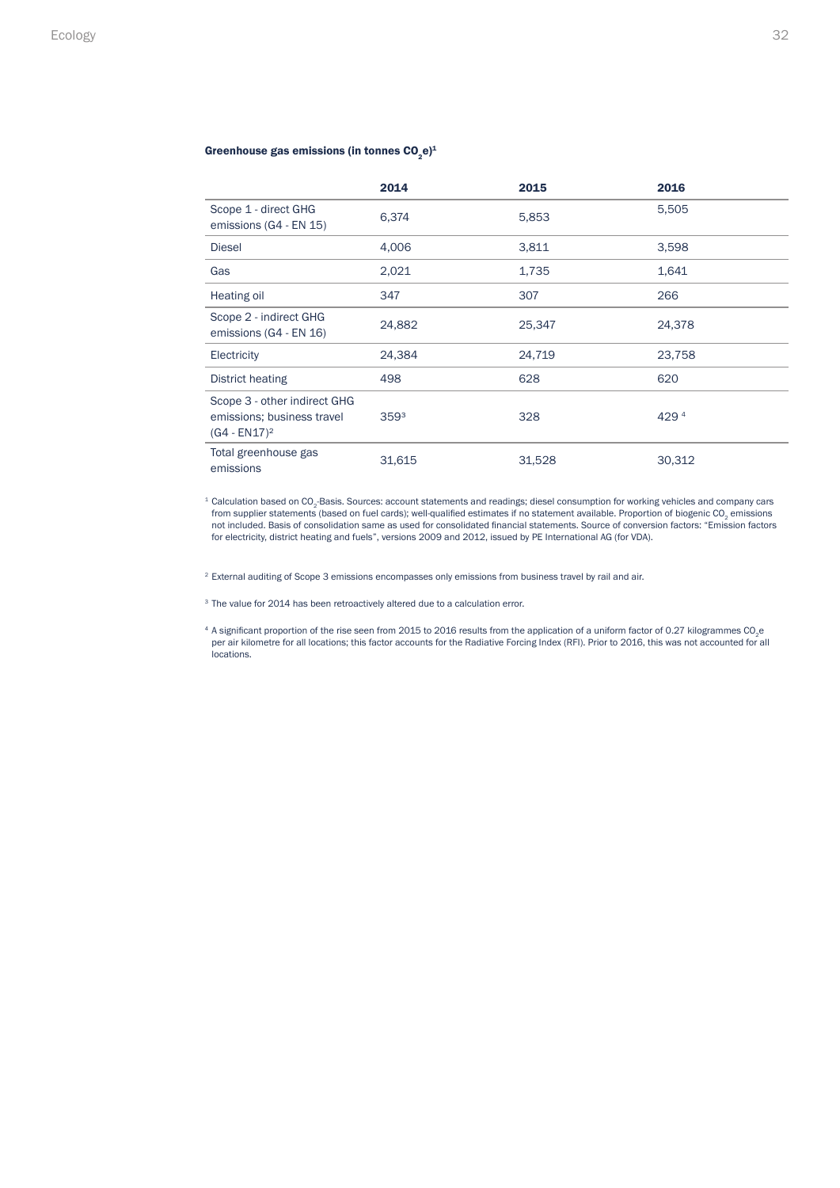**Greenhouse gas emissions (in tonnes $CO_2e$)[1]**

| | 2014 | 2015 | 2016 |
|---|---|---|---|
| Scope 1 - direct GHG emissions (G4 - EN 15) | 6,374 | 5,853 | 5,505 |
| Diesel | 4,006 | 3,811 | 3,598 |
| Gas | 2,021 | 1,735 | 1,641 |
| Heating oil | 347 | 307 | 266 |
| Scope 2 - indirect GHG emissions (G4 - EN 16) | 24,882 | 25,347 | 24,378 |
| Electricity | 24,384 | 24,719 | 23,758 |
| District heating | 498 | 628 | 620 |
| Scope 3 - other indirect GHG emissions; business travel (G4 - EN17)[2] | 359[3] | 328 | 429[4] |
| Total greenhouse gas emissions | 31,615 | 31,528 | 30,312 |

[1] Calculation based on $CO_2$-Basis. Sources: account statements and readings; diesel consumption for working vehicles and company cars from supplier statements (based on fuel cards); well-qualified estimates if no statement available. Proportion of biogenic $CO_2$ emissions not included. Basis of consolidation same as used for consolidated financial statements. Source of conversion factors: "Emission factors for electricity, district heating and fuels", versions 2009 and 2012, issued by PE International AG (for VDA).

[2] External auditing of Scope 3 emissions encompasses only emissions from business travel by rail and air.

[3] The value for 2014 has been retroactively altered due to a calculation error.

[4] A significant proportion of the rise seen from 2015 to 2016 results from the application of a uniform factor of 0.27 kilogrammes $CO_2e$ per air kilometre for all locations; this factor accounts for the Radiative Forcing Index (RFI). Prior to 2016, this was not accounted for all locations.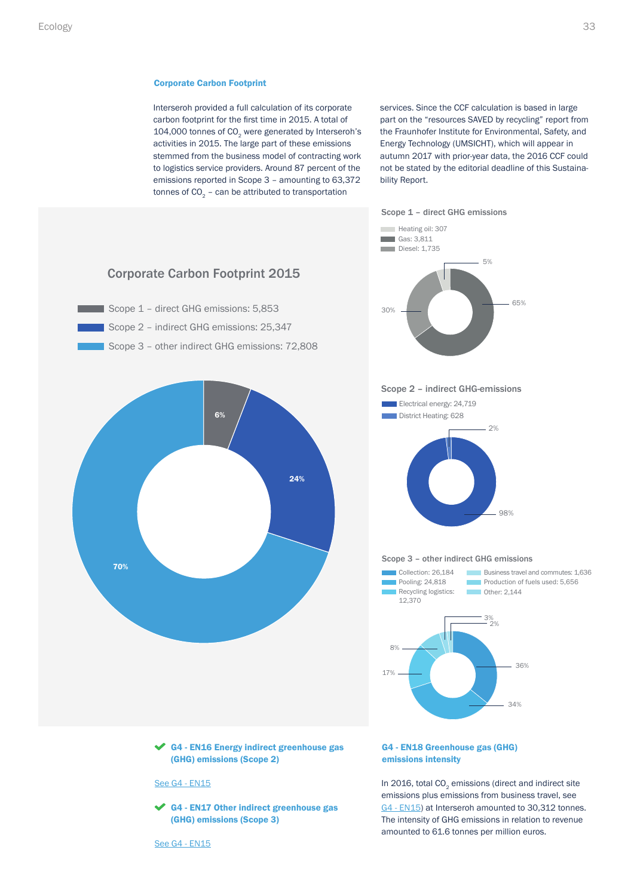### Corporate Carbon Footprint

Interseroh provided a full calculation of its corporate carbon footprint for the first time in 2015. A total of 104,000 tonnes of $CO_2$ were generated by Interseroh's activities in 2015. The large part of these emissions stemmed from the business model of contracting work to logistics service providers. Around 87 percent of the emissions reported in Scope 3 – amounting to 63,372 tonnes of $CO_2$ – can be attributed to transportation services. Since the CCF calculation is based in large part on the "resources SAVED by recycling" report from the Fraunhofer Institute for Environmental, Safety, and Energy Technology (UMSICHT), which will appear in autumn 2017 with prior-year data, the 2016 CCF could not be stated by the editorial deadline of this Sustainability Report.

**Corporate Carbon Footprint 2015**

- Scope 1 – direct GHG emissions: 5,853
- Scope 2 – indirect GHG emissions: 25,347
- Scope 3 – other indirect GHG emissions: 72,808

6% / 24% / 70%

**Scope 1 – direct GHG emissions**

- Heating oil: 307
- Gas: 3,811
- Diesel: 1,735

5% / 65% / 30%

**Scope 2 – indirect GHG-emissions**

- Electrical energy: 24,719
- District Heating: 628

2% / 98%

**Scope 3 – other indirect GHG emissions**

- Collection: 26,184
- Pooling: 24,818
- Recycling logistics: 12,370
- Business travel and commutes: 1,636
- Production of fuels used: 5,656
- Other: 2,144

36% / 34% / 17% / 8% / 3% / 2%

### ✔ G4 - EN16 Energy indirect greenhouse gas (GHG) emissions (Scope 2)

See G4 - EN15

### ✔ G4 - EN17 Other indirect greenhouse gas (GHG) emissions (Scope 3)

See G4 - EN15

### G4 - EN18 Greenhouse gas (GHG) emissions intensity

In 2016, total $CO_2$ emissions (direct and indirect site emissions plus emissions from business travel, see G4 - EN15) at Interseroh amounted to 30,312 tonnes. The intensity of GHG emissions in relation to revenue amounted to 61.6 tonnes per million euros.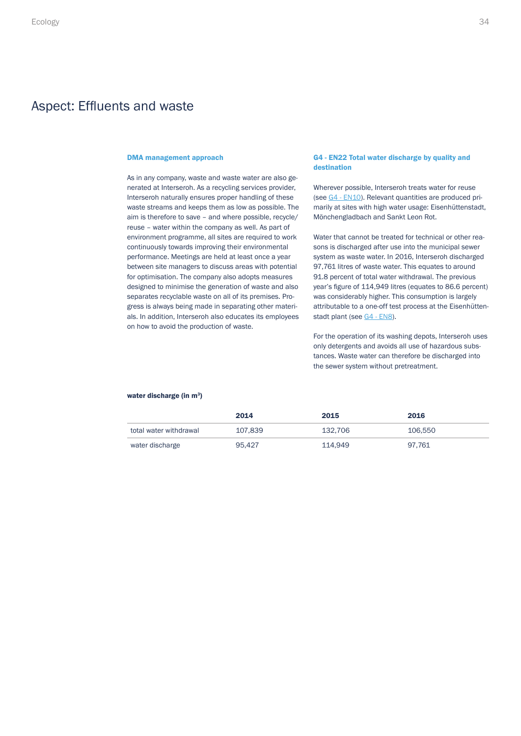# Aspect: Effluents and waste

### DMA management approach

As in any company, waste and waste water are also generated at Interseroh. As a recycling services provider, Interseroh naturally ensures proper handling of these waste streams and keeps them as low as possible. The aim is therefore to save – and where possible, recycle/reuse – water within the company as well. As part of environment programme, all sites are required to work continuously towards improving their environmental performance. Meetings are held at least once a year between site managers to discuss areas with potential for optimisation. The company also adopts measures designed to minimise the generation of waste and also separates recyclable waste on all of its premises. Progress is always being made in separating other materials. In addition, Interseroh also educates its employees on how to avoid the production of waste.

### G4 - EN22 Total water discharge by quality and destination

Wherever possible, Interseroh treats water for reuse (see G4 - EN10). Relevant quantities are produced primarily at sites with high water usage: Eisenhüttenstadt, Mönchengladbach and Sankt Leon Rot.

Water that cannot be treated for technical or other reasons is discharged after use into the municipal sewer system as waste water. In 2016, Interseroh discharged 97,761 litres of waste water. This equates to around 91.8 percent of total water withdrawal. The previous year's figure of 114,949 litres (equates to 86.6 percent) was considerably higher. This consumption is largely attributable to a one-off test process at the Eisenhüttenstadt plant (see G4 - EN8).

For the operation of its washing depots, Interseroh uses only detergents and avoids all use of hazardous substances. Waste water can therefore be discharged into the sewer system without pretreatment.

**water discharge (in m³)**

| | 2014 | 2015 | 2016 |
|---|---|---|---|
| total water withdrawal | 107,839 | 132,706 | 106,550 |
| water discharge | 95,427 | 114,949 | 97,761 |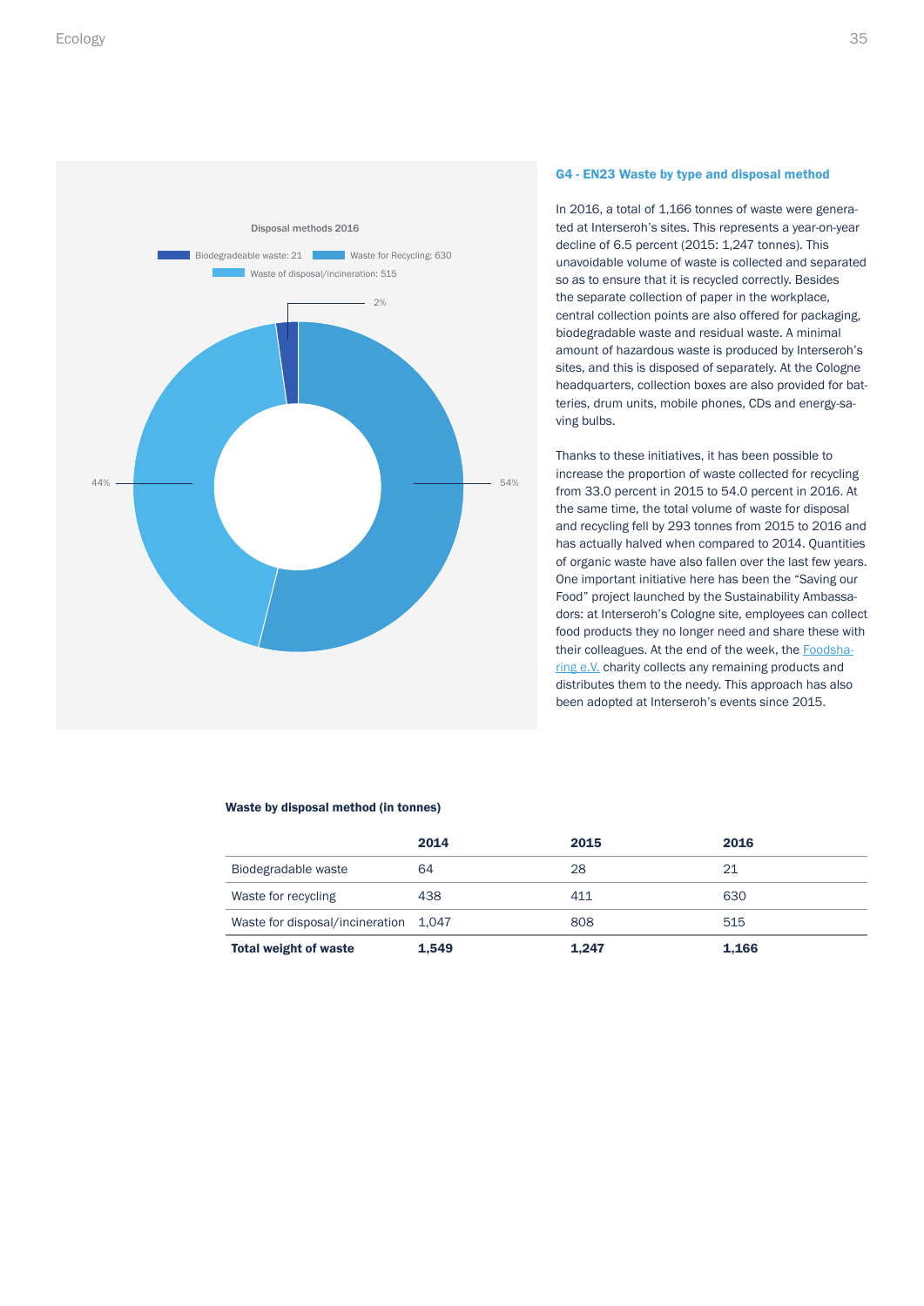## G4 - EN23 Waste by type and disposal method

In 2016, a total of 1,166 tonnes of waste were generated at Interseroh's sites. This represents a year-on-year decline of 6.5 percent (2015: 1,247 tonnes). This unavoidable volume of waste is collected and separated so as to ensure that it is recycled correctly. Besides the separate collection of paper in the workplace, central collection points are also offered for packaging, biodegradable waste and residual waste. A minimal amount of hazardous waste is produced by Interseroh's sites, and this is disposed of separately. At the Cologne headquarters, collection boxes are also provided for batteries, drum units, mobile phones, CDs and energy-saving bulbs.

Thanks to these initiatives, it has been possible to increase the proportion of waste collected for recycling from 33.0 percent in 2015 to 54.0 percent in 2016. At the same time, the total volume of waste for disposal and recycling fell by 293 tonnes from 2015 to 2016 and has actually halved when compared to 2014. Quantities of organic waste have also fallen over the last few years. One important initiative here has been the "Saving our Food" project launched by the Sustainability Ambassadors: at Interseroh's Cologne site, employees can collect food products they no longer need and share these with their colleagues. At the end of the week, the Foodsharing e.V. charity collects any remaining products and distributes them to the needy. This approach has also been adopted at Interseroh's events since 2015.

Disposal methods 2016

- Biodegradeable waste: 21 (2%)
- Waste for Recycling: 630 (54%)
- Waste of disposal/incineration: 515 (44%)

**Waste by disposal method (in tonnes)**

| | 2014 | 2015 | 2016 |
|---|---|---|---|
| Biodegradable waste | 64 | 28 | 21 |
| Waste for recycling | 438 | 411 | 630 |
| Waste for disposal/incineration | 1,047 | 808 | 515 |
| **Total weight of waste** | **1,549** | **1,247** | **1,166** |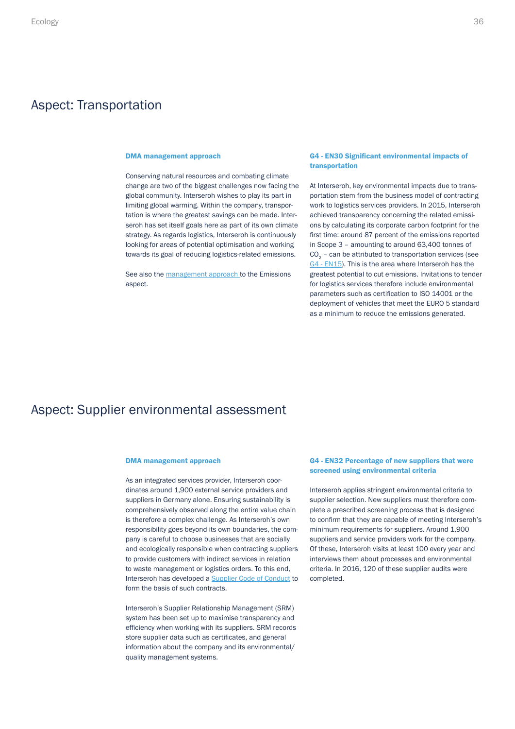## Aspect: Transportation

### DMA management approach

Conserving natural resources and combating climate change are two of the biggest challenges now facing the global community. Interseroh wishes to play its part in limiting global warming. Within the company, transportation is where the greatest savings can be made. Interseroh has set itself goals here as part of its own climate strategy. As regards logistics, Interseroh is continuously looking for areas of potential optimisation and working towards its goal of reducing logistics-related emissions.

See also the management approach to the Emissions aspect.

### G4 - EN30 Significant environmental impacts of transportation

At Interseroh, key environmental impacts due to transportation stem from the business model of contracting work to logistics services providers. In 2015, Interseroh achieved transparency concerning the related emissions by calculating its corporate carbon footprint for the first time: around 87 percent of the emissions reported in Scope 3 – amounting to around 63,400 tonnes of $CO_2$ – can be attributed to transportation services (see G4 - EN15). This is the area where Interseroh has the greatest potential to cut emissions. Invitations to tender for logistics services therefore include environmental parameters such as certification to ISO 14001 or the deployment of vehicles that meet the EURO 5 standard as a minimum to reduce the emissions generated.

## Aspect: Supplier environmental assessment

### DMA management approach

As an integrated services provider, Interseroh coordinates around 1,900 external service providers and suppliers in Germany alone. Ensuring sustainability is comprehensively observed along the entire value chain is therefore a complex challenge. As Interseroh's own responsibility goes beyond its own boundaries, the company is careful to choose businesses that are socially and ecologically responsible when contracting suppliers to provide customers with indirect services in relation to waste management or logistics orders. To this end, Interseroh has developed a Supplier Code of Conduct to form the basis of such contracts.

Interseroh's Supplier Relationship Management (SRM) system has been set up to maximise transparency and efficiency when working with its suppliers. SRM records store supplier data such as certificates, and general information about the company and its environmental/ quality management systems.

### G4 - EN32 Percentage of new suppliers that were screened using environmental criteria

Interseroh applies stringent environmental criteria to supplier selection. New suppliers must therefore complete a prescribed screening process that is designed to confirm that they are capable of meeting Interseroh's minimum requirements for suppliers. Around 1,900 suppliers and service providers work for the company. Of these, Interseroh visits at least 100 every year and interviews them about processes and environmental criteria. In 2016, 120 of these supplier audits were completed.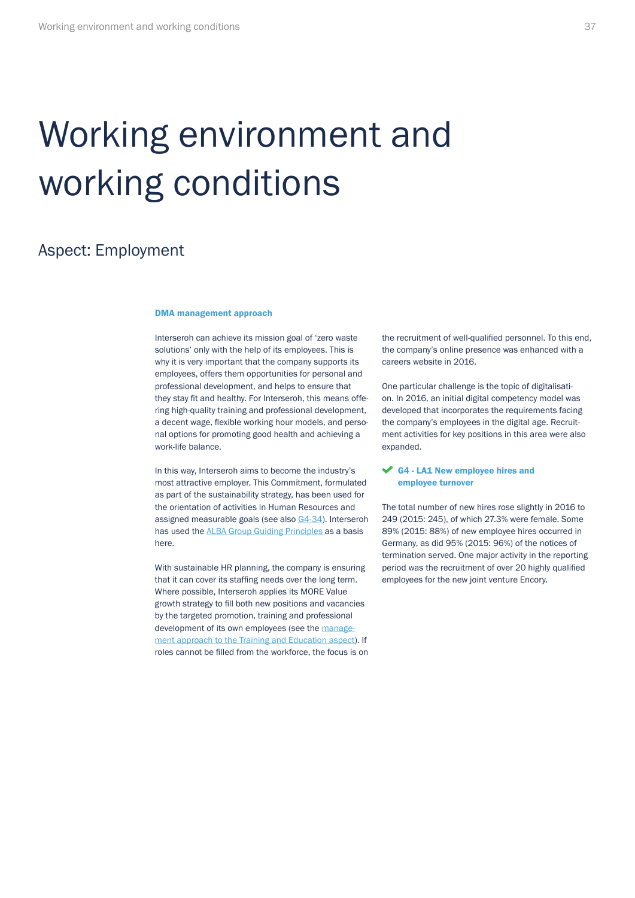# Working environment and working conditions

## Aspect: Employment

**DMA management approach**

Interseroh can achieve its mission goal of 'zero waste solutions' only with the help of its employees. This is why it is very important that the company supports its employees, offers them opportunities for personal and professional development, and helps to ensure that they stay fit and healthy. For Interseroh, this means offering high-quality training and professional development, a decent wage, flexible working hour models, and personal options for promoting good health and achieving a work-life balance.

In this way, Interseroh aims to become the industry's most attractive employer. This Commitment, formulated as part of the sustainability strategy, has been used for the orientation of activities in Human Resources and assigned measurable goals (see also G4-34). Interseroh has used the ALBA Group Guiding Principles as a basis here.

With sustainable HR planning, the company is ensuring that it can cover its staffing needs over the long term. Where possible, Interseroh applies its MORE Value growth strategy to fill both new positions and vacancies by the targeted promotion, training and professional development of its own employees (see the management approach to the Training and Education aspect). If roles cannot be filled from the workforce, the focus is on the recruitment of well-qualified personnel. To this end, the company's online presence was enhanced with a careers website in 2016.

One particular challenge is the topic of digitalisation. In 2016, an initial digital competency model was developed that incorporates the requirements facing the company's employees in the digital age. Recruitment activities for key positions in this area were also expanded.

**✔ G4 - LA1 New employee hires and employee turnover**

The total number of new hires rose slightly in 2016 to 249 (2015: 245), of which 27.3% were female. Some 89% (2015: 88%) of new employee hires occurred in Germany, as did 95% (2015: 96%) of the notices of termination served. One major activity in the reporting period was the recruitment of over 20 highly qualified employees for the new joint venture Encory.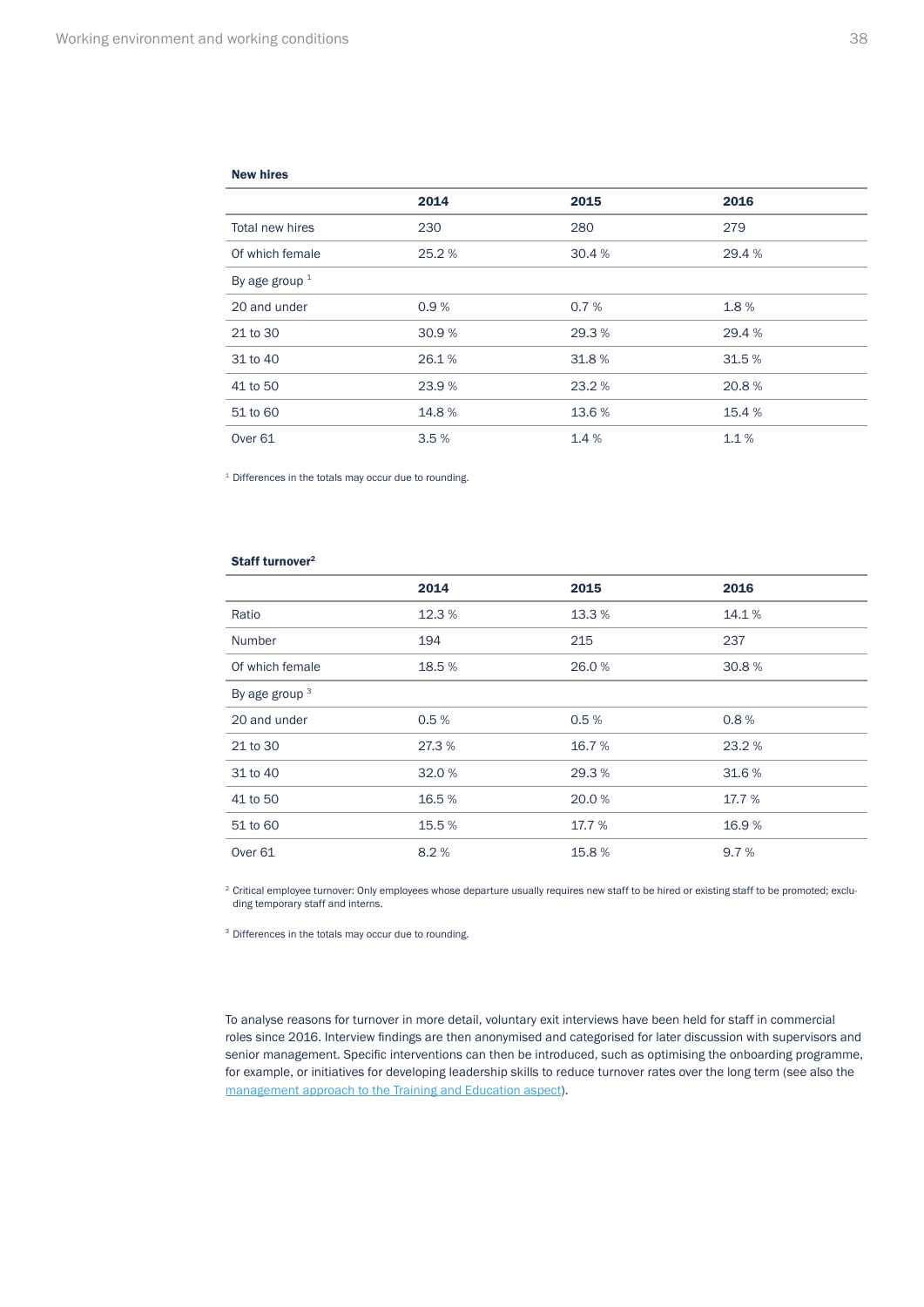**New hires**

| | 2014 | 2015 | 2016 |
|---|---|---|---|
| Total new hires | 230 | 280 | 279 |
| Of which female | 25.2 % | 30.4 % | 29.4 % |
| By age group [1] | | | |
| 20 and under | 0.9 % | 0.7 % | 1.8 % |
| 21 to 30 | 30.9 % | 29.3 % | 29.4 % |
| 31 to 40 | 26.1 % | 31.8 % | 31.5 % |
| 41 to 50 | 23.9 % | 23.2 % | 20.8 % |
| 51 to 60 | 14.8 % | 13.6 % | 15.4 % |
| Over 61 | 3.5 % | 1.4 % | 1.1 % |

[1] Differences in the totals may occur due to rounding.

**Staff turnover[2]**

| | 2014 | 2015 | 2016 |
|---|---|---|---|
| Ratio | 12.3 % | 13.3 % | 14.1 % |
| Number | 194 | 215 | 237 |
| Of which female | 18.5 % | 26.0 % | 30.8 % |
| By age group [3] | | | |
| 20 and under | 0.5 % | 0.5 % | 0.8 % |
| 21 to 30 | 27.3 % | 16.7 % | 23.2 % |
| 31 to 40 | 32.0 % | 29.3 % | 31.6 % |
| 41 to 50 | 16.5 % | 20.0 % | 17.7 % |
| 51 to 60 | 15.5 % | 17.7 % | 16.9 % |
| Over 61 | 8.2 % | 15.8 % | 9.7 % |

[2] Critical employee turnover: Only employees whose departure usually requires new staff to be hired or existing staff to be promoted; excluding temporary staff and interns.

[3] Differences in the totals may occur due to rounding.

To analyse reasons for turnover in more detail, voluntary exit interviews have been held for staff in commercial roles since 2016. Interview findings are then anonymised and categorised for later discussion with supervisors and senior management. Specific interventions can then be introduced, such as optimising the onboarding programme, for example, or initiatives for developing leadership skills to reduce turnover rates over the long term (see also the management approach to the Training and Education aspect).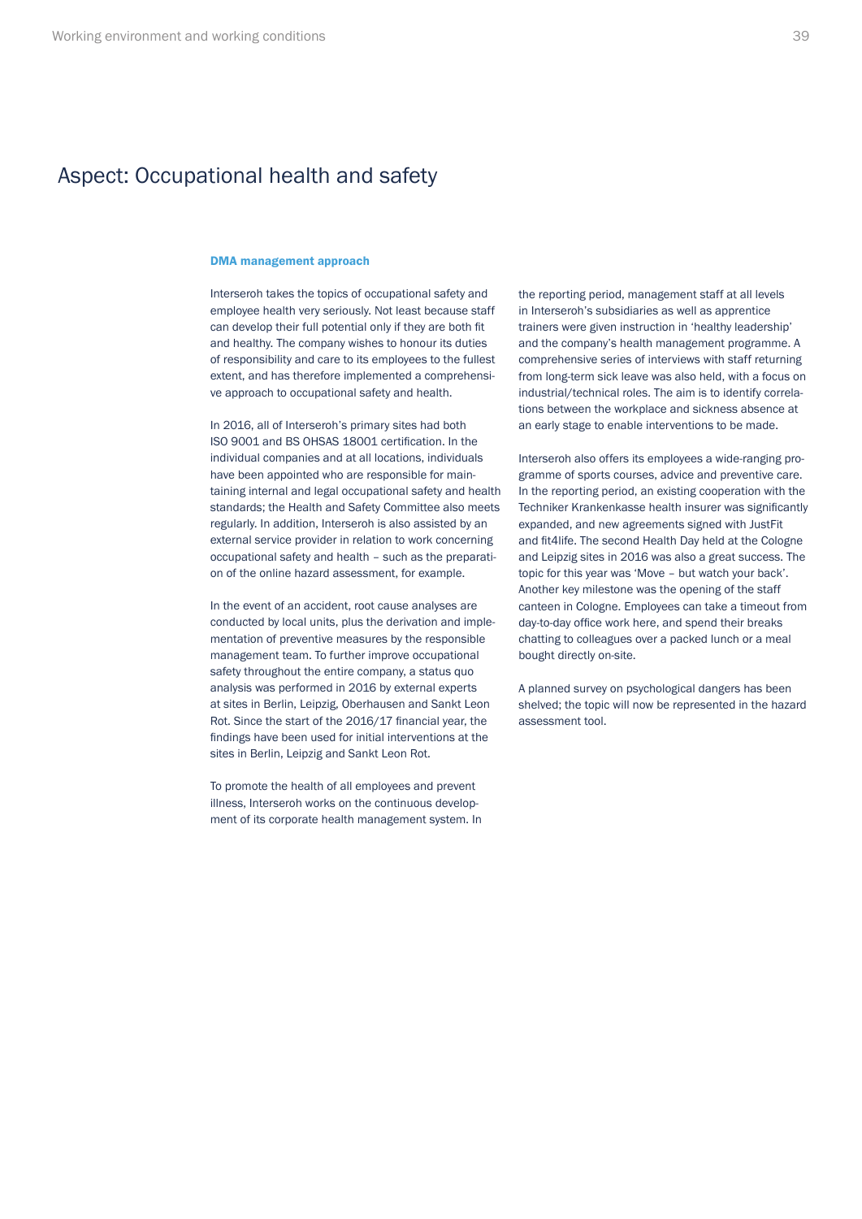# Aspect: Occupational health and safety

### DMA management approach

Interseroh takes the topics of occupational safety and employee health very seriously. Not least because staff can develop their full potential only if they are both fit and healthy. The company wishes to honour its duties of responsibility and care to its employees to the fullest extent, and has therefore implemented a comprehensive approach to occupational safety and health.

In 2016, all of Interseroh's primary sites had both ISO 9001 and BS OHSAS 18001 certification. In the individual companies and at all locations, individuals have been appointed who are responsible for maintaining internal and legal occupational safety and health standards; the Health and Safety Committee also meets regularly. In addition, Interseroh is also assisted by an external service provider in relation to work concerning occupational safety and health – such as the preparation of the online hazard assessment, for example.

In the event of an accident, root cause analyses are conducted by local units, plus the derivation and implementation of preventive measures by the responsible management team. To further improve occupational safety throughout the entire company, a status quo analysis was performed in 2016 by external experts at sites in Berlin, Leipzig, Oberhausen and Sankt Leon Rot. Since the start of the 2016/17 financial year, the findings have been used for initial interventions at the sites in Berlin, Leipzig and Sankt Leon Rot.

To promote the health of all employees and prevent illness, Interseroh works on the continuous development of its corporate health management system. In the reporting period, management staff at all levels in Interseroh's subsidiaries as well as apprentice trainers were given instruction in 'healthy leadership' and the company's health management programme. A comprehensive series of interviews with staff returning from long-term sick leave was also held, with a focus on industrial/technical roles. The aim is to identify correlations between the workplace and sickness absence at an early stage to enable interventions to be made.

Interseroh also offers its employees a wide-ranging programme of sports courses, advice and preventive care. In the reporting period, an existing cooperation with the Techniker Krankenkasse health insurer was significantly expanded, and new agreements signed with JustFit and fit4life. The second Health Day held at the Cologne and Leipzig sites in 2016 was also a great success. The topic for this year was 'Move – but watch your back'. Another key milestone was the opening of the staff canteen in Cologne. Employees can take a timeout from day-to-day office work here, and spend their breaks chatting to colleagues over a packed lunch or a meal bought directly on-site.

A planned survey on psychological dangers has been shelved; the topic will now be represented in the hazard assessment tool.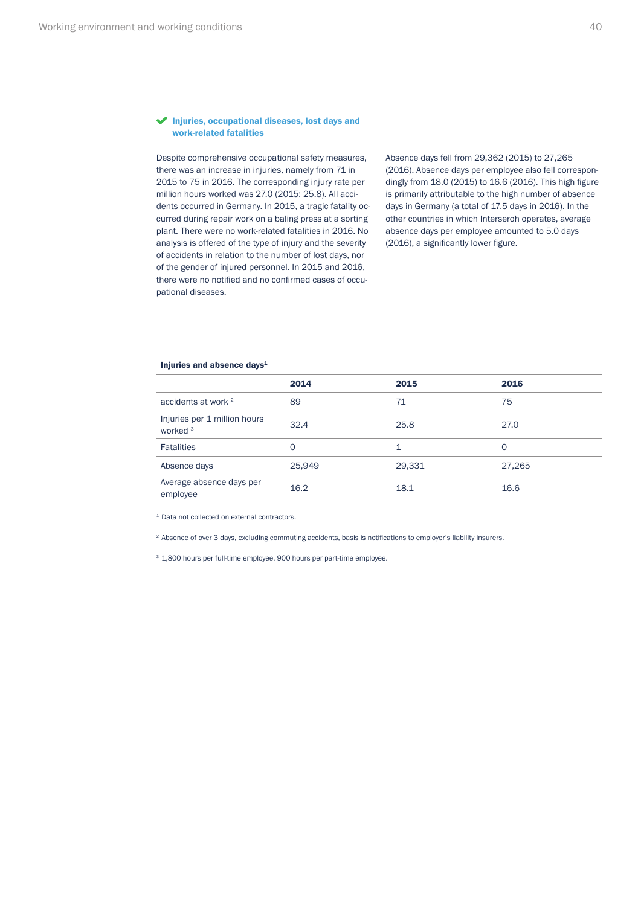### Injuries, occupational diseases, lost days and work-related fatalities

Despite comprehensive occupational safety measures, there was an increase in injuries, namely from 71 in 2015 to 75 in 2016. The corresponding injury rate per million hours worked was 27.0 (2015: 25.8). All accidents occurred in Germany. In 2015, a tragic fatality occurred during repair work on a baling press at a sorting plant. There were no work-related fatalities in 2016. No analysis is offered of the type of injury and the severity of accidents in relation to the number of lost days, nor of the gender of injured personnel. In 2015 and 2016, there were no notified and no confirmed cases of occupational diseases.

Absence days fell from 29,362 (2015) to 27,265 (2016). Absence days per employee also fell correspondingly from 18.0 (2015) to 16.6 (2016). This high figure is primarily attributable to the high number of absence days in Germany (a total of 17.5 days in 2016). In the other countries in which Interseroh operates, average absence days per employee amounted to 5.0 days (2016), a significantly lower figure.

**Injuries and absence days**[1]

| | 2014 | 2015 | 2016 |
|---|---|---|---|
| accidents at work [2] | 89 | 71 | 75 |
| Injuries per 1 million hours worked [3] | 32.4 | 25.8 | 27.0 |
| Fatalities | 0 | 1 | 0 |
| Absence days | 25,949 | 29,331 | 27,265 |
| Average absence days per employee | 16.2 | 18.1 | 16.6 |

[1] Data not collected on external contractors.

[2] Absence of over 3 days, excluding commuting accidents, basis is notifications to employer's liability insurers.

[3] 1,800 hours per full-time employee, 900 hours per part-time employee.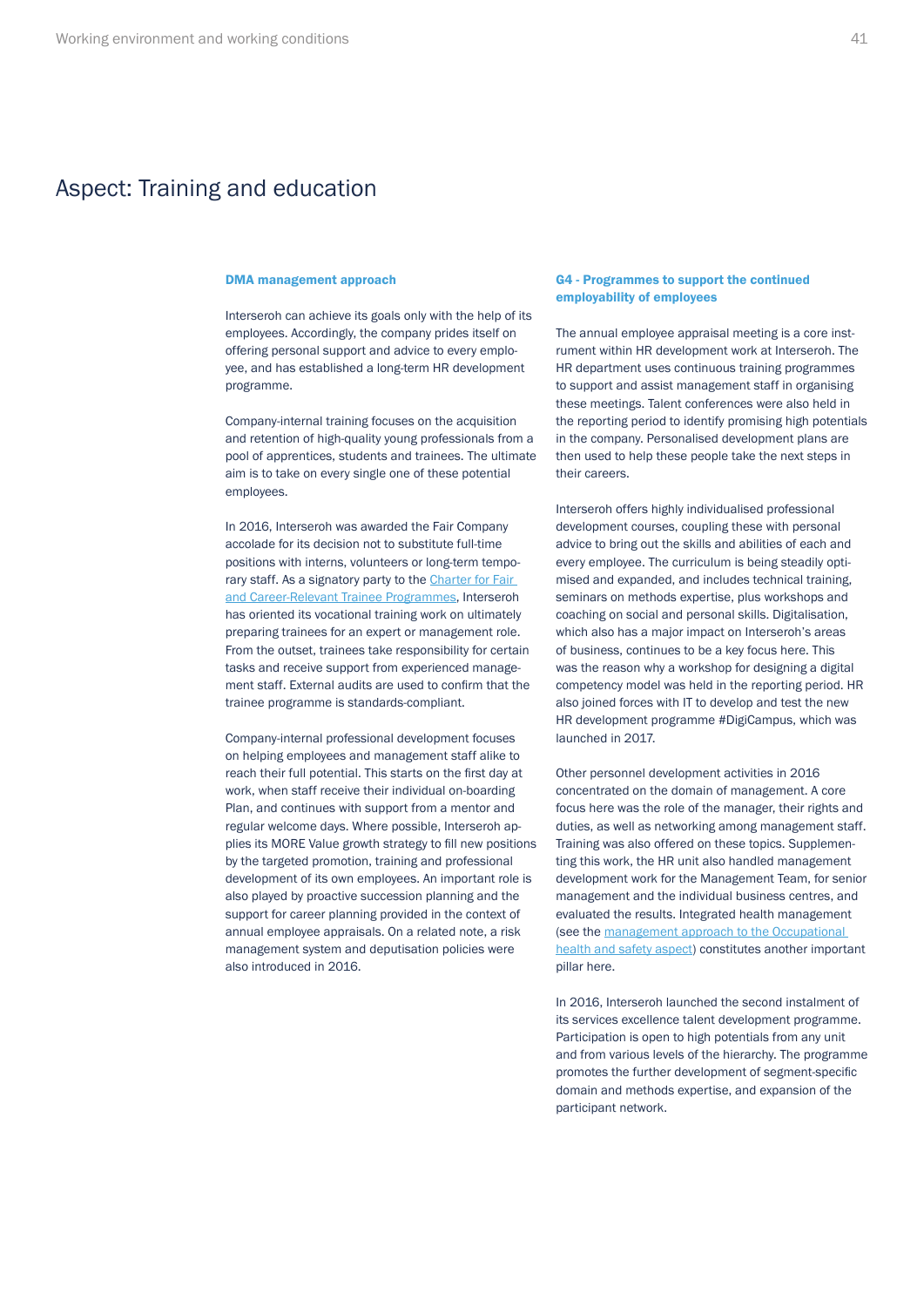# Aspect: Training and education

### DMA management approach

Interseroh can achieve its goals only with the help of its employees. Accordingly, the company prides itself on offering personal support and advice to every employee, and has established a long-term HR development programme.

Company-internal training focuses on the acquisition and retention of high-quality young professionals from a pool of apprentices, students and trainees. The ultimate aim is to take on every single one of these potential employees.

In 2016, Interseroh was awarded the Fair Company accolade for its decision not to substitute full-time positions with interns, volunteers or long-term temporary staff. As a signatory party to the Charter for Fair and Career-Relevant Trainee Programmes, Interseroh has oriented its vocational training work on ultimately preparing trainees for an expert or management role. From the outset, trainees take responsibility for certain tasks and receive support from experienced management staff. External audits are used to confirm that the trainee programme is standards-compliant.

Company-internal professional development focuses on helping employees and management staff alike to reach their full potential. This starts on the first day at work, when staff receive their individual on-boarding Plan, and continues with support from a mentor and regular welcome days. Where possible, Interseroh applies its MORE Value growth strategy to fill new positions by the targeted promotion, training and professional development of its own employees. An important role is also played by proactive succession planning and the support for career planning provided in the context of annual employee appraisals. On a related note, a risk management system and deputisation policies were also introduced in 2016.

### G4 - Programmes to support the continued employability of employees

The annual employee appraisal meeting is a core instrument within HR development work at Interseroh. The HR department uses continuous training programmes to support and assist management staff in organising these meetings. Talent conferences were also held in the reporting period to identify promising high potentials in the company. Personalised development plans are then used to help these people take the next steps in their careers.

Interseroh offers highly individualised professional development courses, coupling these with personal advice to bring out the skills and abilities of each and every employee. The curriculum is being steadily optimised and expanded, and includes technical training, seminars on methods expertise, plus workshops and coaching on social and personal skills. Digitalisation, which also has a major impact on Interseroh's areas of business, continues to be a key focus here. This was the reason why a workshop for designing a digital competency model was held in the reporting period. HR also joined forces with IT to develop and test the new HR development programme #DigiCampus, which was launched in 2017.

Other personnel development activities in 2016 concentrated on the domain of management. A core focus here was the role of the manager, their rights and duties, as well as networking among management staff. Training was also offered on these topics. Supplementing this work, the HR unit also handled management development work for the Management Team, for senior management and the individual business centres, and evaluated the results. Integrated health management (see the management approach to the Occupational health and safety aspect) constitutes another important pillar here.

In 2016, Interseroh launched the second instalment of its services excellence talent development programme. Participation is open to high potentials from any unit and from various levels of the hierarchy. The programme promotes the further development of segment-specific domain and methods expertise, and expansion of the participant network.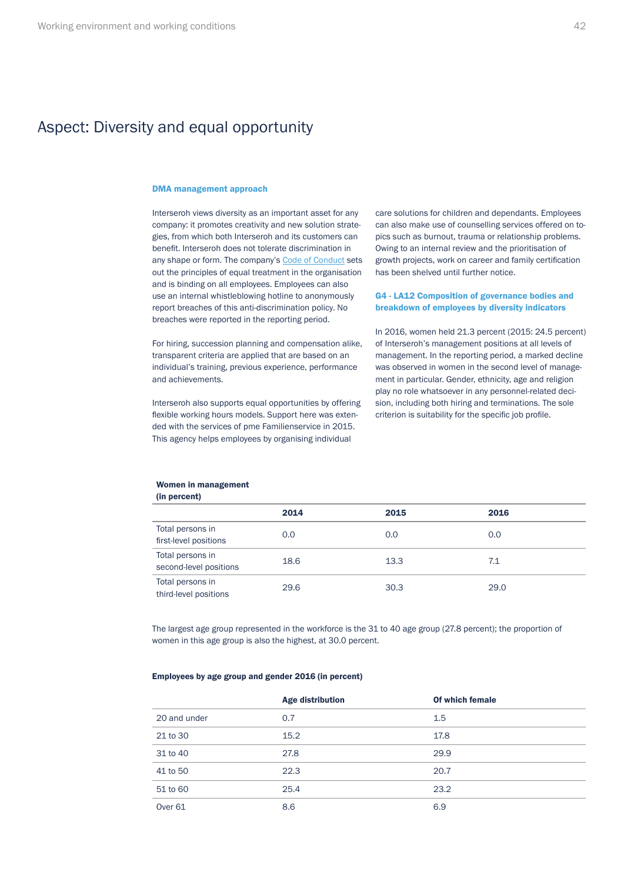# Aspect: Diversity and equal opportunity

### DMA management approach

Interseroh views diversity as an important asset for any company: it promotes creativity and new solution strategies, from which both Interseroh and its customers can benefit. Interseroh does not tolerate discrimination in any shape or form. The company's Code of Conduct sets out the principles of equal treatment in the organisation and is binding on all employees. Employees can also use an internal whistleblowing hotline to anonymously report breaches of this anti-discrimination policy. No breaches were reported in the reporting period.

For hiring, succession planning and compensation alike, transparent criteria are applied that are based on an individual's training, previous experience, performance and achievements.

Interseroh also supports equal opportunities by offering flexible working hours models. Support here was extended with the services of pme Familienservice in 2015. This agency helps employees by organising individual care solutions for children and dependants. Employees can also make use of counselling services offered on topics such as burnout, trauma or relationship problems. Owing to an internal review and the prioritisation of growth projects, work on career and family certification has been shelved until further notice.

### G4 - LA12 Composition of governance bodies and breakdown of employees by diversity indicators

In 2016, women held 21.3 percent (2015: 24.5 percent) of Interseroh's management positions at all levels of management. In the reporting period, a marked decline was observed in women in the second level of management in particular. Gender, ethnicity, age and religion play no role whatsoever in any personnel-related decision, including both hiring and terminations. The sole criterion is suitability for the specific job profile.

**Women in management (in percent)**

| | 2014 | 2015 | 2016 |
|---|---|---|---|
| Total persons in first-level positions | 0.0 | 0.0 | 0.0 |
| Total persons in second-level positions | 18.6 | 13.3 | 7.1 |
| Total persons in third-level positions | 29.6 | 30.3 | 29.0 |

The largest age group represented in the workforce is the 31 to 40 age group (27.8 percent); the proportion of women in this age group is also the highest, at 30.0 percent.

**Employees by age group and gender 2016 (in percent)**

| | Age distribution | Of which female |
|---|---|---|
| 20 and under | 0.7 | 1.5 |
| 21 to 30 | 15.2 | 17.8 |
| 31 to 40 | 27.8 | 29.9 |
| 41 to 50 | 22.3 | 20.7 |
| 51 to 60 | 25.4 | 23.2 |
| Over 61 | 8.6 | 6.9 |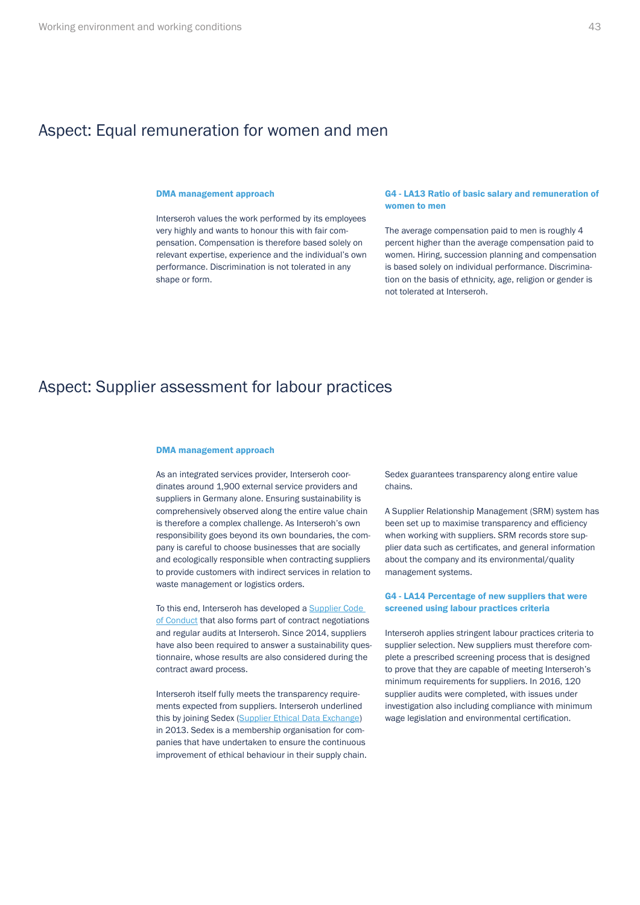# Aspect: Equal remuneration for women and men

### DMA management approach

Interseroh values the work performed by its employees very highly and wants to honour this with fair compensation. Compensation is therefore based solely on relevant expertise, experience and the individual's own performance. Discrimination is not tolerated in any shape or form.

### G4 - LA13 Ratio of basic salary and remuneration of women to men

The average compensation paid to men is roughly 4 percent higher than the average compensation paid to women. Hiring, succession planning and compensation is based solely on individual performance. Discrimination on the basis of ethnicity, age, religion or gender is not tolerated at Interseroh.

# Aspect: Supplier assessment for labour practices

### DMA management approach

As an integrated services provider, Interseroh coordinates around 1,900 external service providers and suppliers in Germany alone. Ensuring sustainability is comprehensively observed along the entire value chain is therefore a complex challenge. As Interseroh's own responsibility goes beyond its own boundaries, the company is careful to choose businesses that are socially and ecologically responsible when contracting suppliers to provide customers with indirect services in relation to waste management or logistics orders.

To this end, Interseroh has developed a Supplier Code of Conduct that also forms part of contract negotiations and regular audits at Interseroh. Since 2014, suppliers have also been required to answer a sustainability questionnaire, whose results are also considered during the contract award process.

Interseroh itself fully meets the transparency requirements expected from suppliers. Interseroh underlined this by joining Sedex (Supplier Ethical Data Exchange) in 2013. Sedex is a membership organisation for companies that have undertaken to ensure the continuous improvement of ethical behaviour in their supply chain. Sedex guarantees transparency along entire value chains.

A Supplier Relationship Management (SRM) system has been set up to maximise transparency and efficiency when working with suppliers. SRM records store supplier data such as certificates, and general information about the company and its environmental/quality management systems.

### G4 - LA14 Percentage of new suppliers that were screened using labour practices criteria

Interseroh applies stringent labour practices criteria to supplier selection. New suppliers must therefore complete a prescribed screening process that is designed to prove that they are capable of meeting Interseroh's minimum requirements for suppliers. In 2016, 120 supplier audits were completed, with issues under investigation also including compliance with minimum wage legislation and environmental certification.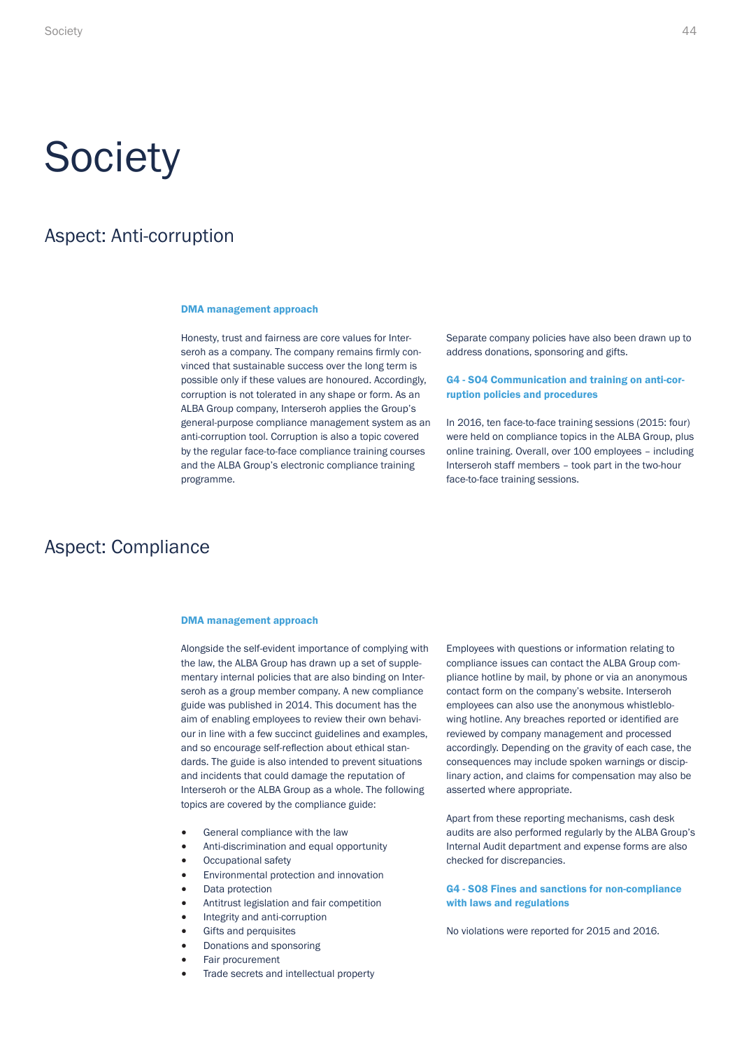# Society

## Aspect: Anti-corruption

### DMA management approach

Honesty, trust and fairness are core values for Interseroh as a company. The company remains firmly convinced that sustainable success over the long term is possible only if these values are honoured. Accordingly, corruption is not tolerated in any shape or form. As an ALBA Group company, Interseroh applies the Group's general-purpose compliance management system as an anti-corruption tool. Corruption is also a topic covered by the regular face-to-face compliance training courses and the ALBA Group's electronic compliance training programme.

Separate company policies have also been drawn up to address donations, sponsoring and gifts.

### G4 - SO4 Communication and training on anti-corruption policies and procedures

In 2016, ten face-to-face training sessions (2015: four) were held on compliance topics in the ALBA Group, plus online training. Overall, over 100 employees – including Interseroh staff members – took part in the two-hour face-to-face training sessions.

## Aspect: Compliance

### DMA management approach

Alongside the self-evident importance of complying with the law, the ALBA Group has drawn up a set of supplementary internal policies that are also binding on Interseroh as a group member company. A new compliance guide was published in 2014. This document has the aim of enabling employees to review their own behaviour in line with a few succinct guidelines and examples, and so encourage self-reflection about ethical standards. The guide is also intended to prevent situations and incidents that could damage the reputation of Interseroh or the ALBA Group as a whole. The following topics are covered by the compliance guide:

- General compliance with the law
- Anti-discrimination and equal opportunity
- Occupational safety
- Environmental protection and innovation
- Data protection
- Antitrust legislation and fair competition
- Integrity and anti-corruption
- Gifts and perquisites
- Donations and sponsoring
- Fair procurement
- Trade secrets and intellectual property

Employees with questions or information relating to compliance issues can contact the ALBA Group compliance hotline by mail, by phone or via an anonymous contact form on the company's website. Interseroh employees can also use the anonymous whistleblowing hotline. Any breaches reported or identified are reviewed by company management and processed accordingly. Depending on the gravity of each case, the consequences may include spoken warnings or disciplinary action, and claims for compensation may also be asserted where appropriate.

Apart from these reporting mechanisms, cash desk audits are also performed regularly by the ALBA Group's Internal Audit department and expense forms are also checked for discrepancies.

### G4 - SO8 Fines and sanctions for non-compliance with laws and regulations

No violations were reported for 2015 and 2016.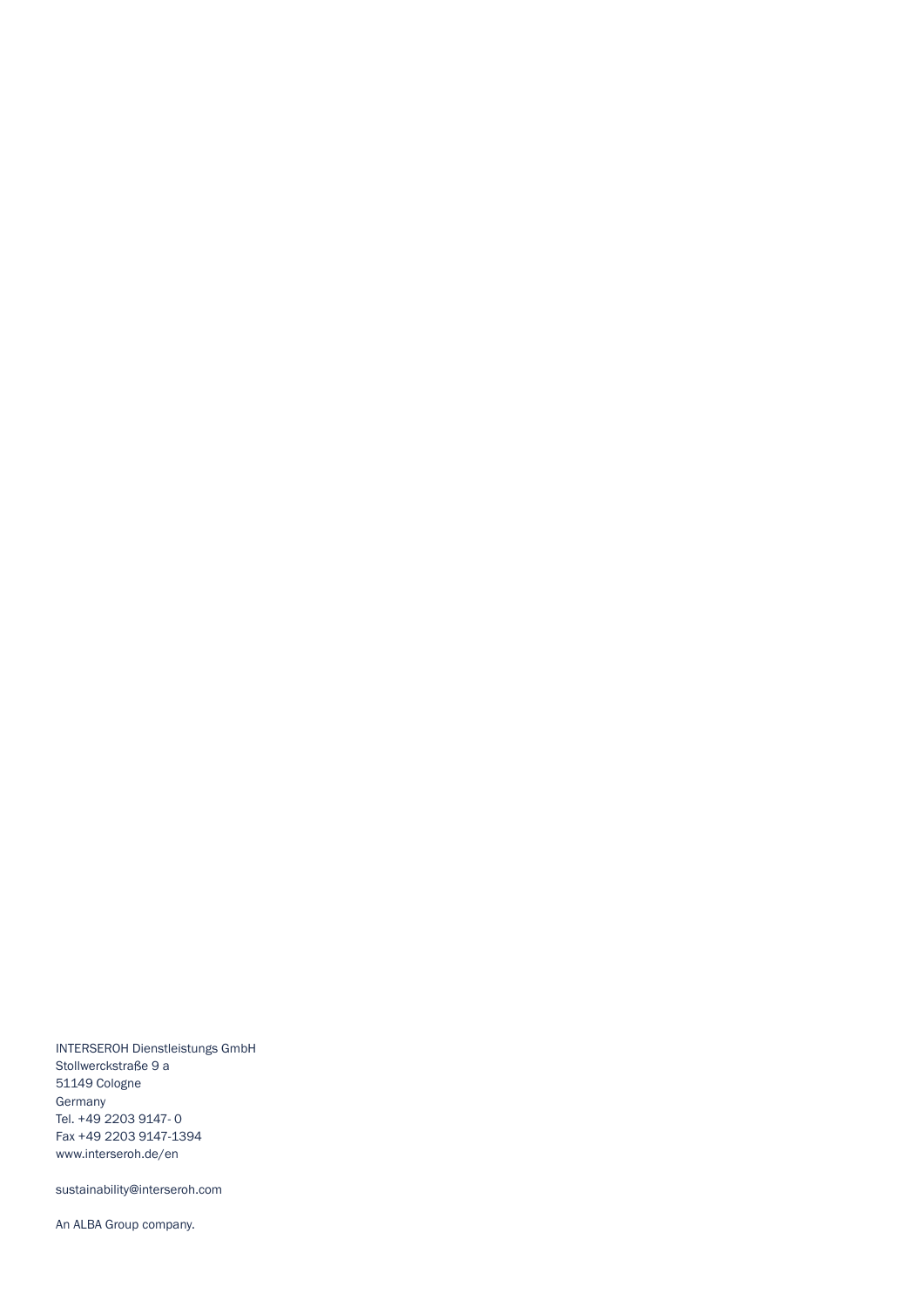INTERSEROH Dienstleistungs GmbH
Stollwerckstraße 9 a
51149 Cologne
Germany
Tel. +49 2203 9147- 0
Fax +49 2203 9147-1394
www.interseroh.de/en

sustainability@interseroh.com

An ALBA Group company.